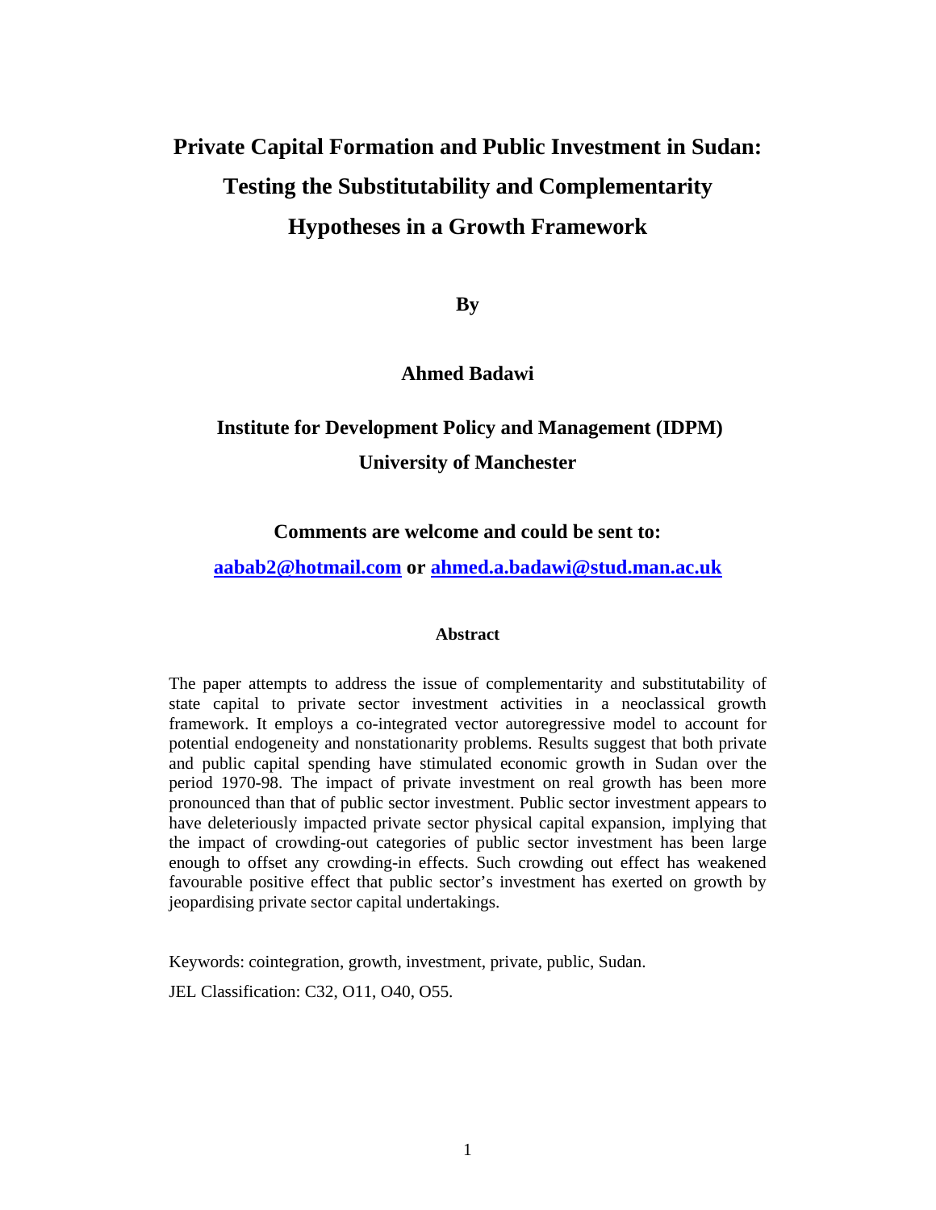# Private Capital Formation and Public Investment in Sudan: Testing the Substitutability and Complementarity Hypotheses in a Growth Framework

**By**

**Ahmed Badawi**

**Institute for Development Policy and Management (IDPM)**
**University of Manchester**

**Comments are welcome and could be sent to:**

**[aabab2@hotmail.com](mailto:aabab2@hotmail.com) or [ahmed.a.badawi@stud.man.ac.uk](mailto:ahmed.a.badawi@stud.man.ac.uk)**

### Abstract

The paper attempts to address the issue of complementarity and substitutability of state capital to private sector investment activities in a neoclassical growth framework. It employs a co-integrated vector autoregressive model to account for potential endogeneity and nonstationarity problems. Results suggest that both private and public capital spending have stimulated economic growth in Sudan over the period 1970-98. The impact of private investment on real growth has been more pronounced than that of public sector investment. Public sector investment appears to have deleteriously impacted private sector physical capital expansion, implying that the impact of crowding-out categories of public sector investment has been large enough to offset any crowding-in effects. Such crowding out effect has weakened favourable positive effect that public sector's investment has exerted on growth by jeopardising private sector capital undertakings.

Keywords: cointegration, growth, investment, private, public, Sudan.

JEL Classification: C32, O11, O40, O55.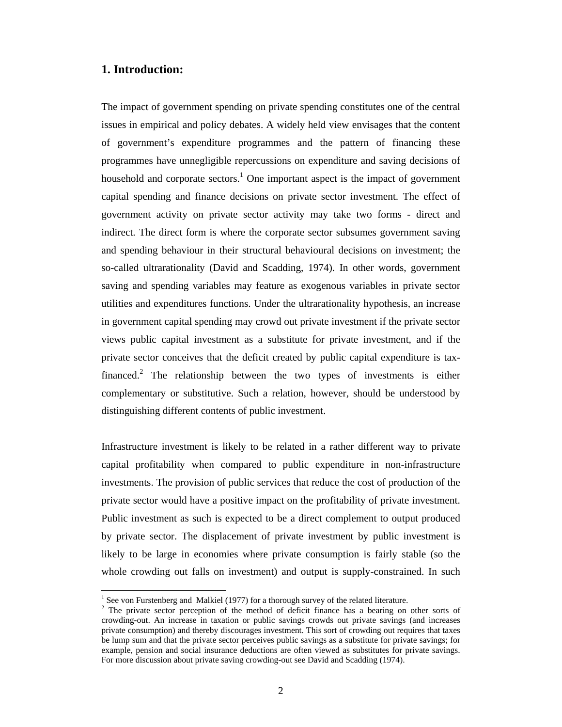## 1. Introduction:

The impact of government spending on private spending constitutes one of the central issues in empirical and policy debates. A widely held view envisages that the content of government's expenditure programmes and the pattern of financing these programmes have unnegligible repercussions on expenditure and saving decisions of household and corporate sectors.[1] One important aspect is the impact of government capital spending and finance decisions on private sector investment. The effect of government activity on private sector activity may take two forms - direct and indirect. The direct form is where the corporate sector subsumes government saving and spending behaviour in their structural behavioural decisions on investment; the so-called ultrarationality (David and Scadding, 1974). In other words, government saving and spending variables may feature as exogenous variables in private sector utilities and expenditures functions. Under the ultrarationality hypothesis, an increase in government capital spending may crowd out private investment if the private sector views public capital investment as a substitute for private investment, and if the private sector conceives that the deficit created by public capital expenditure is tax-financed.[2] The relationship between the two types of investments is either complementary or substitutive. Such a relation, however, should be understood by distinguishing different contents of public investment.

Infrastructure investment is likely to be related in a rather different way to private capital profitability when compared to public expenditure in non-infrastructure investments. The provision of public services that reduce the cost of production of the private sector would have a positive impact on the profitability of private investment. Public investment as such is expected to be a direct complement to output produced by private sector. The displacement of private investment by public investment is likely to be large in economies where private consumption is fairly stable (so the whole crowding out falls on investment) and output is supply-constrained. In such

[1] See von Furstenberg and Malkiel (1977) for a thorough survey of the related literature.

[2] The private sector perception of the method of deficit finance has a bearing on other sorts of crowding-out. An increase in taxation or public savings crowds out private savings (and increases private consumption) and thereby discourages investment. This sort of crowding out requires that taxes be lump sum and that the private sector perceives public savings as a substitute for private savings; for example, pension and social insurance deductions are often viewed as substitutes for private savings. For more discussion about private saving crowding-out see David and Scadding (1974).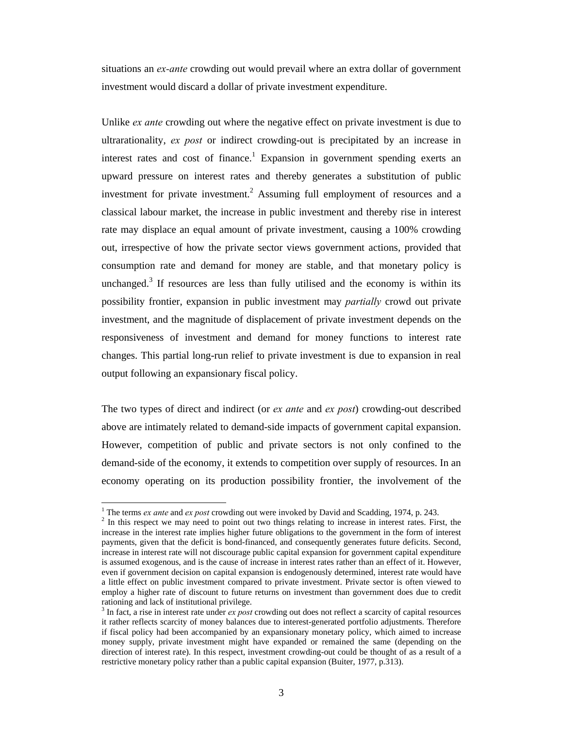situations an *ex-ante* crowding out would prevail where an extra dollar of government investment would discard a dollar of private investment expenditure.

Unlike *ex ante* crowding out where the negative effect on private investment is due to ultrarationality, *ex post* or indirect crowding-out is precipitated by an increase in interest rates and cost of finance.[1] Expansion in government spending exerts an upward pressure on interest rates and thereby generates a substitution of public investment for private investment.[2] Assuming full employment of resources and a classical labour market, the increase in public investment and thereby rise in interest rate may displace an equal amount of private investment, causing a 100% crowding out, irrespective of how the private sector views government actions, provided that consumption rate and demand for money are stable, and that monetary policy is unchanged.[3] If resources are less than fully utilised and the economy is within its possibility frontier, expansion in public investment may *partially* crowd out private investment, and the magnitude of displacement of private investment depends on the responsiveness of investment and demand for money functions to interest rate changes. This partial long-run relief to private investment is due to expansion in real output following an expansionary fiscal policy.

The two types of direct and indirect (or *ex ante* and *ex post*) crowding-out described above are intimately related to demand-side impacts of government capital expansion. However, competition of public and private sectors is not only confined to the demand-side of the economy, it extends to competition over supply of resources. In an economy operating on its production possibility frontier, the involvement of the

---

[1] The terms *ex ante* and *ex post* crowding out were invoked by David and Scadding, 1974, p. 243.

[2] In this respect we may need to point out two things relating to increase in interest rates. First, the increase in the interest rate implies higher future obligations to the government in the form of interest payments, given that the deficit is bond-financed, and consequently generates future deficits. Second, increase in interest rate will not discourage public capital expansion for government capital expenditure is assumed exogenous, and is the cause of increase in interest rates rather than an effect of it. However, even if government decision on capital expansion is endogenously determined, interest rate would have a little effect on public investment compared to private investment. Private sector is often viewed to employ a higher rate of discount to future returns on investment than government does due to credit rationing and lack of institutional privilege.

[3] In fact, a rise in interest rate under *ex post* crowding out does not reflect a scarcity of capital resources it rather reflects scarcity of money balances due to interest-generated portfolio adjustments. Therefore if fiscal policy had been accompanied by an expansionary monetary policy, which aimed to increase money supply, private investment might have expanded or remained the same (depending on the direction of interest rate). In this respect, investment crowding-out could be thought of as a result of a restrictive monetary policy rather than a public capital expansion (Buiter, 1977, p.313).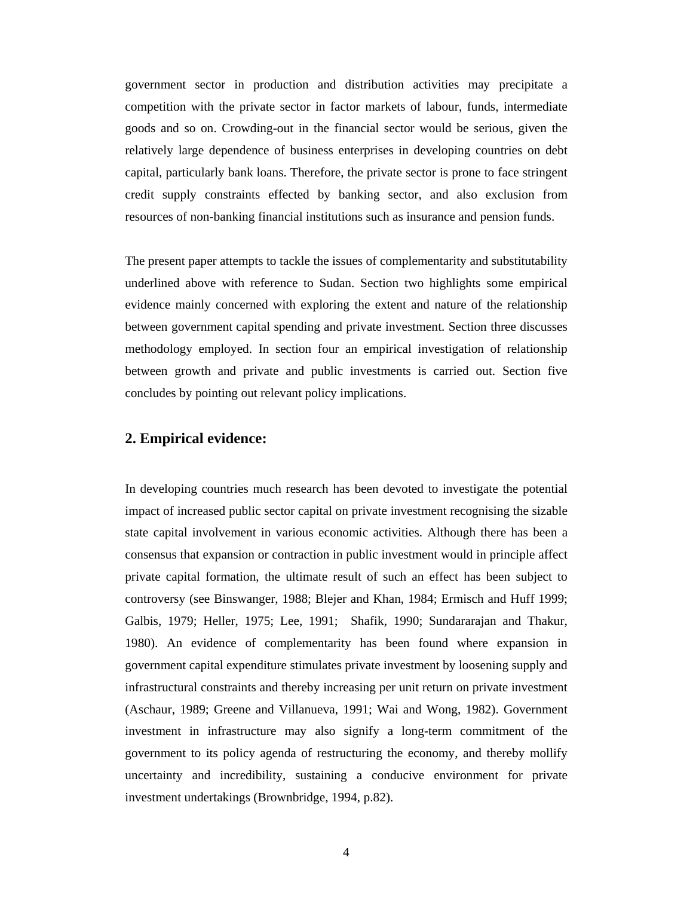government sector in production and distribution activities may precipitate a competition with the private sector in factor markets of labour, funds, intermediate goods and so on. Crowding-out in the financial sector would be serious, given the relatively large dependence of business enterprises in developing countries on debt capital, particularly bank loans. Therefore, the private sector is prone to face stringent credit supply constraints effected by banking sector, and also exclusion from resources of non-banking financial institutions such as insurance and pension funds.

The present paper attempts to tackle the issues of complementarity and substitutability underlined above with reference to Sudan. Section two highlights some empirical evidence mainly concerned with exploring the extent and nature of the relationship between government capital spending and private investment. Section three discusses methodology employed. In section four an empirical investigation of relationship between growth and private and public investments is carried out. Section five concludes by pointing out relevant policy implications.

## 2. Empirical evidence:

In developing countries much research has been devoted to investigate the potential impact of increased public sector capital on private investment recognising the sizable state capital involvement in various economic activities. Although there has been a consensus that expansion or contraction in public investment would in principle affect private capital formation, the ultimate result of such an effect has been subject to controversy (see Binswanger, 1988; Blejer and Khan, 1984; Ermisch and Huff 1999; Galbis, 1979; Heller, 1975; Lee, 1991; Shafik, 1990; Sundararajan and Thakur, 1980). An evidence of complementarity has been found where expansion in government capital expenditure stimulates private investment by loosening supply and infrastructural constraints and thereby increasing per unit return on private investment (Aschaur, 1989; Greene and Villanueva, 1991; Wai and Wong, 1982). Government investment in infrastructure may also signify a long-term commitment of the government to its policy agenda of restructuring the economy, and thereby mollify uncertainty and incredibility, sustaining a conducive environment for private investment undertakings (Brownbridge, 1994, p.82).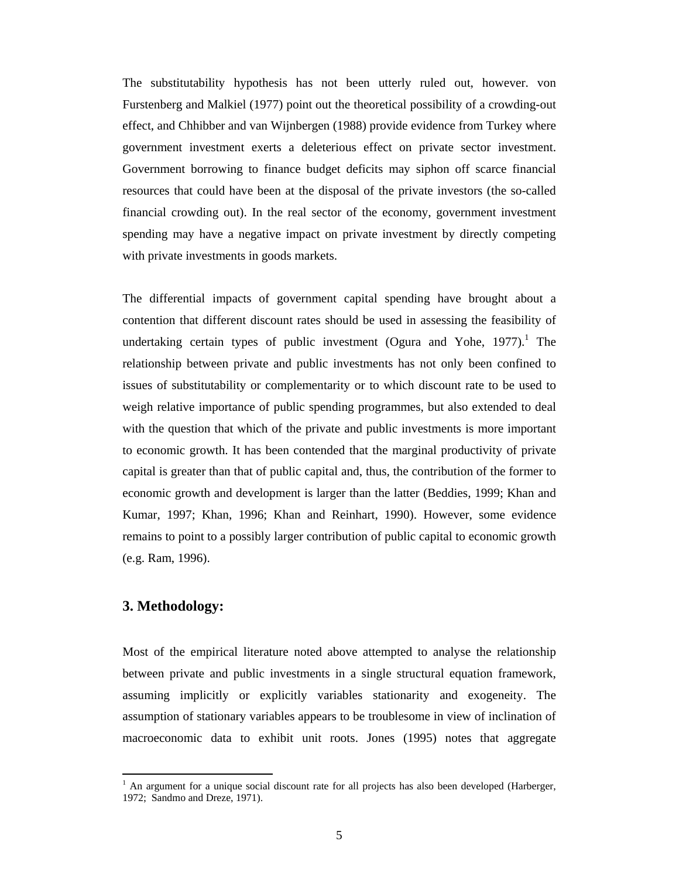The substitutability hypothesis has not been utterly ruled out, however. von Furstenberg and Malkiel (1977) point out the theoretical possibility of a crowding-out effect, and Chhibber and van Wijnbergen (1988) provide evidence from Turkey where government investment exerts a deleterious effect on private sector investment. Government borrowing to finance budget deficits may siphon off scarce financial resources that could have been at the disposal of the private investors (the so-called financial crowding out). In the real sector of the economy, government investment spending may have a negative impact on private investment by directly competing with private investments in goods markets.

The differential impacts of government capital spending have brought about a contention that different discount rates should be used in assessing the feasibility of undertaking certain types of public investment (Ogura and Yohe, 1977).[1] The relationship between private and public investments has not only been confined to issues of substitutability or complementarity or to which discount rate to be used to weigh relative importance of public spending programmes, but also extended to deal with the question that which of the private and public investments is more important to economic growth. It has been contended that the marginal productivity of private capital is greater than that of public capital and, thus, the contribution of the former to economic growth and development is larger than the latter (Beddies, 1999; Khan and Kumar, 1997; Khan, 1996; Khan and Reinhart, 1990). However, some evidence remains to point to a possibly larger contribution of public capital to economic growth (e.g. Ram, 1996).

## 3. Methodology:

Most of the empirical literature noted above attempted to analyse the relationship between private and public investments in a single structural equation framework, assuming implicitly or explicitly variables stationarity and exogeneity. The assumption of stationary variables appears to be troublesome in view of inclination of macroeconomic data to exhibit unit roots. Jones (1995) notes that aggregate

[1] An argument for a unique social discount rate for all projects has also been developed (Harberger, 1972; Sandmo and Dreze, 1971).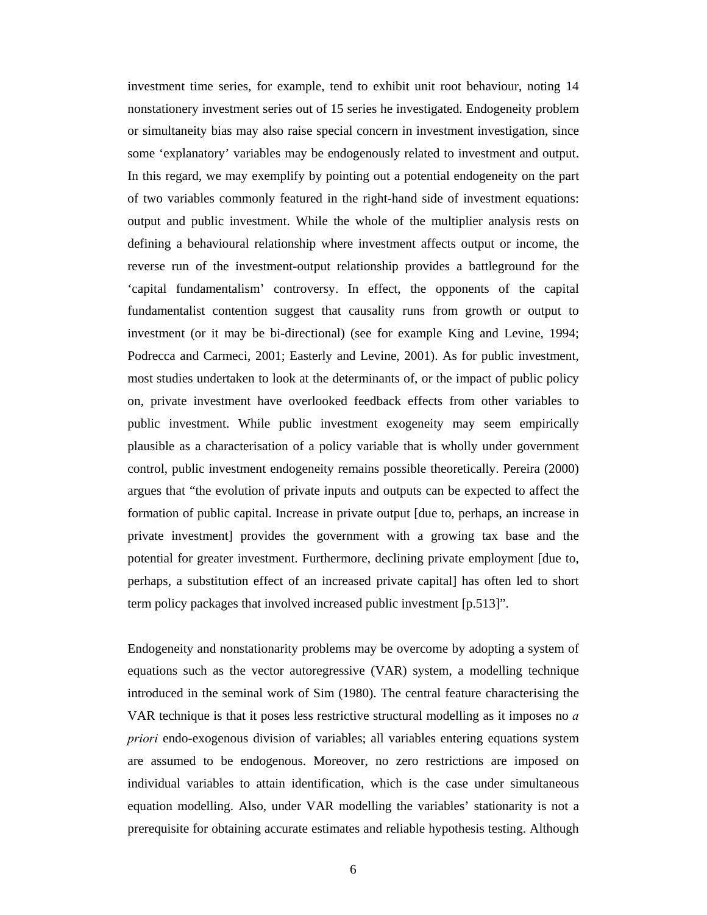investment time series, for example, tend to exhibit unit root behaviour, noting 14 nonstationery investment series out of 15 series he investigated. Endogeneity problem or simultaneity bias may also raise special concern in investment investigation, since some 'explanatory' variables may be endogenously related to investment and output. In this regard, we may exemplify by pointing out a potential endogeneity on the part of two variables commonly featured in the right-hand side of investment equations: output and public investment. While the whole of the multiplier analysis rests on defining a behavioural relationship where investment affects output or income, the reverse run of the investment-output relationship provides a battleground for the 'capital fundamentalism' controversy. In effect, the opponents of the capital fundamentalist contention suggest that causality runs from growth or output to investment (or it may be bi-directional) (see for example King and Levine, 1994; Podrecca and Carmeci, 2001; Easterly and Levine, 2001). As for public investment, most studies undertaken to look at the determinants of, or the impact of public policy on, private investment have overlooked feedback effects from other variables to public investment. While public investment exogeneity may seem empirically plausible as a characterisation of a policy variable that is wholly under government control, public investment endogeneity remains possible theoretically. Pereira (2000) argues that "the evolution of private inputs and outputs can be expected to affect the formation of public capital. Increase in private output [due to, perhaps, an increase in private investment] provides the government with a growing tax base and the potential for greater investment. Furthermore, declining private employment [due to, perhaps, a substitution effect of an increased private capital] has often led to short term policy packages that involved increased public investment [p.513]".

Endogeneity and nonstationarity problems may be overcome by adopting a system of equations such as the vector autoregressive (VAR) system, a modelling technique introduced in the seminal work of Sim (1980). The central feature characterising the VAR technique is that it poses less restrictive structural modelling as it imposes no *a priori* endo-exogenous division of variables; all variables entering equations system are assumed to be endogenous. Moreover, no zero restrictions are imposed on individual variables to attain identification, which is the case under simultaneous equation modelling. Also, under VAR modelling the variables' stationarity is not a prerequisite for obtaining accurate estimates and reliable hypothesis testing. Although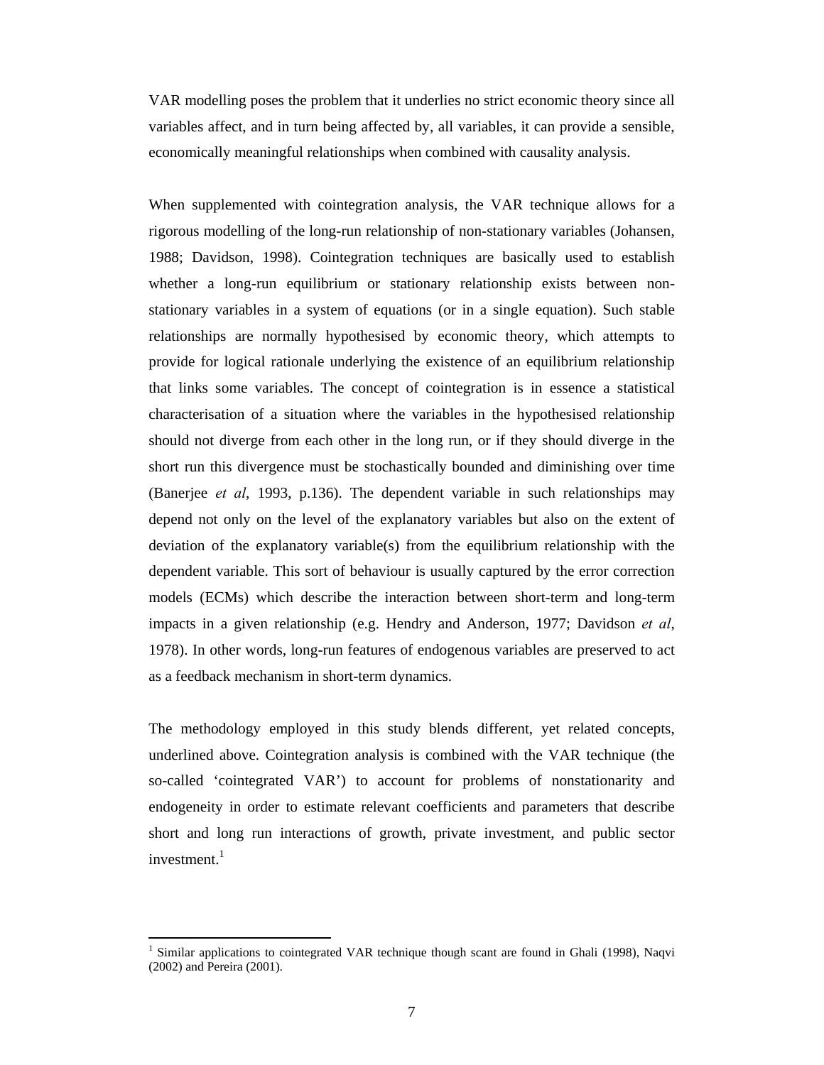VAR modelling poses the problem that it underlies no strict economic theory since all variables affect, and in turn being affected by, all variables, it can provide a sensible, economically meaningful relationships when combined with causality analysis.

When supplemented with cointegration analysis, the VAR technique allows for a rigorous modelling of the long-run relationship of non-stationary variables (Johansen, 1988; Davidson, 1998). Cointegration techniques are basically used to establish whether a long-run equilibrium or stationary relationship exists between non-stationary variables in a system of equations (or in a single equation). Such stable relationships are normally hypothesised by economic theory, which attempts to provide for logical rationale underlying the existence of an equilibrium relationship that links some variables. The concept of cointegration is in essence a statistical characterisation of a situation where the variables in the hypothesised relationship should not diverge from each other in the long run, or if they should diverge in the short run this divergence must be stochastically bounded and diminishing over time (Banerjee *et al*, 1993, p.136). The dependent variable in such relationships may depend not only on the level of the explanatory variables but also on the extent of deviation of the explanatory variable(s) from the equilibrium relationship with the dependent variable. This sort of behaviour is usually captured by the error correction models (ECMs) which describe the interaction between short-term and long-term impacts in a given relationship (e.g. Hendry and Anderson, 1977; Davidson *et al*, 1978). In other words, long-run features of endogenous variables are preserved to act as a feedback mechanism in short-term dynamics.

The methodology employed in this study blends different, yet related concepts, underlined above. Cointegration analysis is combined with the VAR technique (the so-called 'cointegrated VAR') to account for problems of nonstationarity and endogeneity in order to estimate relevant coefficients and parameters that describe short and long run interactions of growth, private investment, and public sector investment.[1]

---

[1] Similar applications to cointegrated VAR technique though scant are found in Ghali (1998), Naqvi (2002) and Pereira (2001).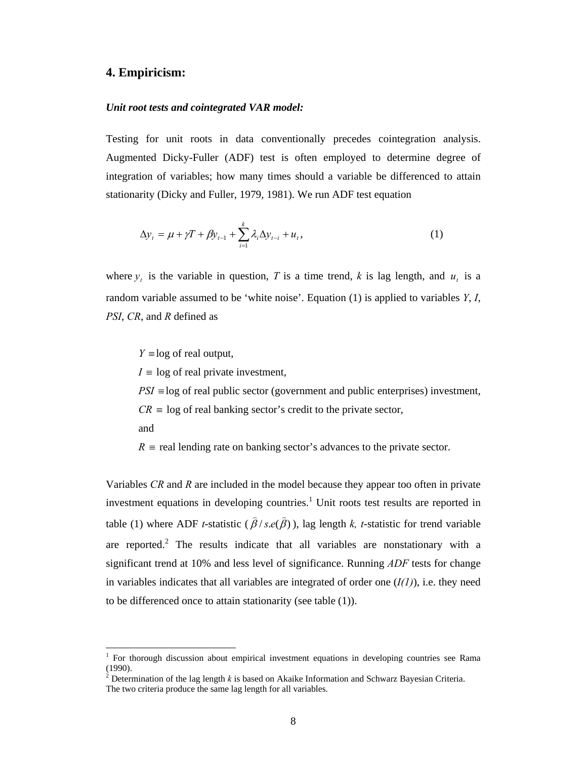## 4. Empiricism:

***Unit root tests and cointegrated VAR model:***

Testing for unit roots in data conventionally precedes cointegration analysis. Augmented Dicky-Fuller (ADF) test is often employed to determine degree of integration of variables; how many times should a variable be differenced to attain stationarity (Dicky and Fuller, 1979, 1981). We run ADF test equation

$$\Delta y_t = \mu + \gamma T + \beta y_{t-1} + \sum_{i=1}^{k} \lambda_i \Delta y_{t-i} + u_t, \tag{1}$$

where $y_t$ is the variable in question, $T$ is a time trend, $k$ is lag length, and $u_t$ is a random variable assumed to be 'white noise'. Equation (1) is applied to variables *Y*, *I*, *PSI*, *CR*, and *R* defined as

$Y \equiv$ log of real output,

$I \equiv$ log of real private investment,

$PSI \equiv$ log of real public sector (government and public enterprises) investment,

$CR \equiv$ log of real banking sector's credit to the private sector,

and

$R \equiv$ real lending rate on banking sector's advances to the private sector.

Variables *CR* and *R* are included in the model because they appear too often in private investment equations in developing countries.[1] Unit roots test results are reported in table (1) where ADF *t*-statistic ($\widehat{\beta}/s.e(\widehat{\beta})$), lag length *k, t*-statistic for trend variable are reported.[2] The results indicate that all variables are nonstationary with a significant trend at 10% and less level of significance. Running *ADF* tests for change in variables indicates that all variables are integrated of order one (*I(1)*), i.e. they need to be differenced once to attain stationarity (see table (1)).

---

[1] For thorough discussion about empirical investment equations in developing countries see Rama (1990).

[2] Determination of the lag length *k* is based on Akaike Information and Schwarz Bayesian Criteria. The two criteria produce the same lag length for all variables.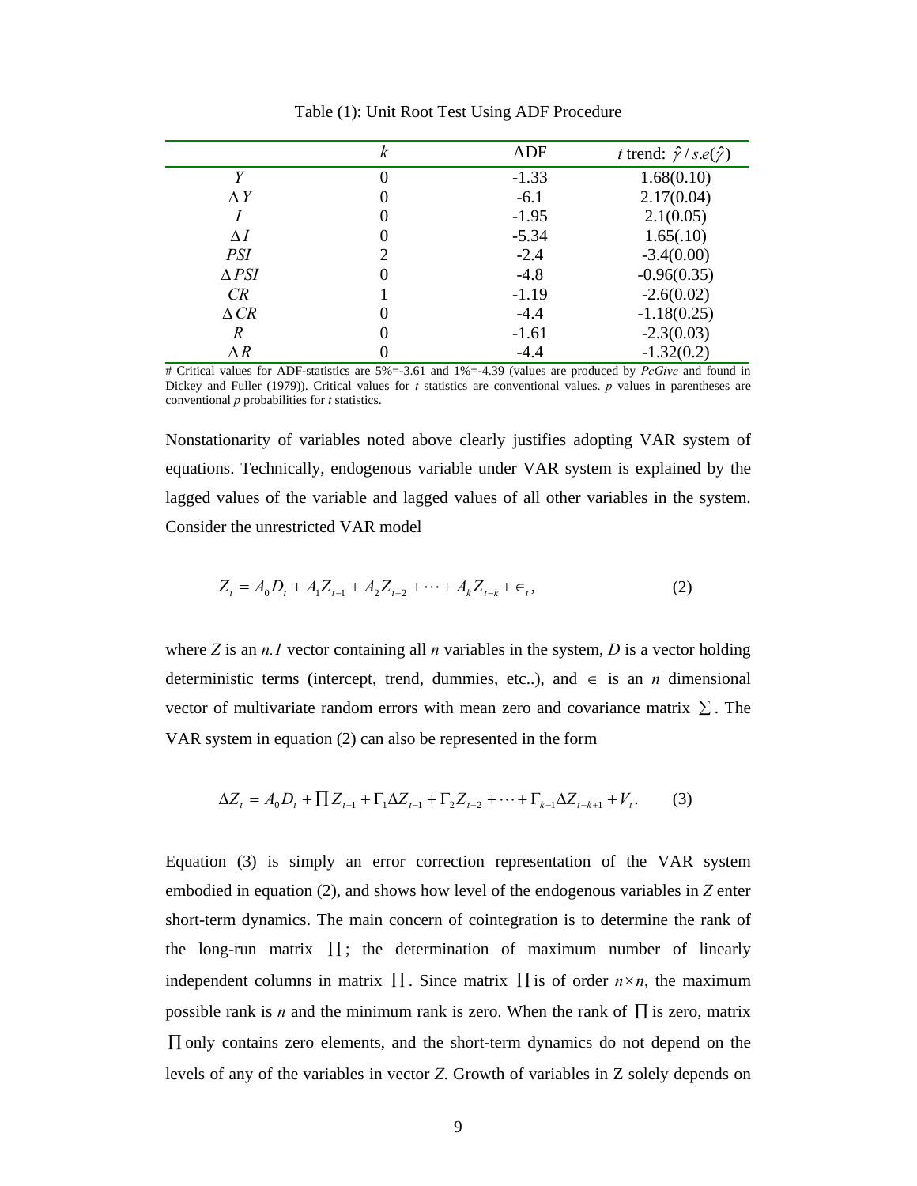Table (1): Unit Root Test Using ADF Procedure

| | $k$ | ADF | $t$ trend: $\hat{\gamma}/s.e(\hat{\gamma})$ |
|---|---|---|---|
| $Y$ | 0 | -1.33 | 1.68(0.10) |
| $\Delta Y$ | 0 | -6.1 | 2.17(0.04) |
| $I$ | 0 | -1.95 | 2.1(0.05) |
| $\Delta I$ | 0 | -5.34 | 1.65(.10) |
| $PSI$ | 2 | -2.4 | -3.4(0.00) |
| $\Delta PSI$ | 0 | -4.8 | -0.96(0.35) |
| $CR$ | 1 | -1.19 | -2.6(0.02) |
| $\Delta CR$ | 0 | -4.4 | -1.18(0.25) |
| $R$ | 0 | -1.61 | -2.3(0.03) |
| $\Delta R$ | 0 | -4.4 | -1.32(0.2) |

# Critical values for ADF-statistics are 5%=-3.61 and 1%=-4.39 (values are produced by *PcGive* and found in Dickey and Fuller (1979)). Critical values for $t$ statistics are conventional values. $p$ values in parentheses are conventional $p$ probabilities for $t$ statistics.

Nonstationarity of variables noted above clearly justifies adopting VAR system of equations. Technically, endogenous variable under VAR system is explained by the lagged values of the variable and lagged values of all other variables in the system. Consider the unrestricted VAR model

$$Z_t = A_0 D_t + A_1 Z_{t-1} + A_2 Z_{t-2} + \cdots + A_k Z_{t-k} + \in_t, \qquad (2)$$

where $Z$ is an $n.1$ vector containing all $n$ variables in the system, $D$ is a vector holding deterministic terms (intercept, trend, dummies, etc..), and $\in$ is an $n$ dimensional vector of multivariate random errors with mean zero and covariance matrix $\sum$. The VAR system in equation (2) can also be represented in the form

$$\Delta Z_t = A_0 D_t + \prod Z_{t-1} + \Gamma_1 \Delta Z_{t-1} + \Gamma_2 Z_{t-2} + \cdots + \Gamma_{k-1} \Delta Z_{t-k+1} + V_t. \qquad (3)$$

Equation (3) is simply an error correction representation of the VAR system embodied in equation (2), and shows how level of the endogenous variables in $Z$ enter short-term dynamics. The main concern of cointegration is to determine the rank of the long-run matrix $\prod$; the determination of maximum number of linearly independent columns in matrix $\prod$. Since matrix $\prod$ is of order $n \times n$, the maximum possible rank is $n$ and the minimum rank is zero. When the rank of $\prod$ is zero, matrix $\prod$ only contains zero elements, and the short-term dynamics do not depend on the levels of any of the variables in vector $Z$. Growth of variables in Z solely depends on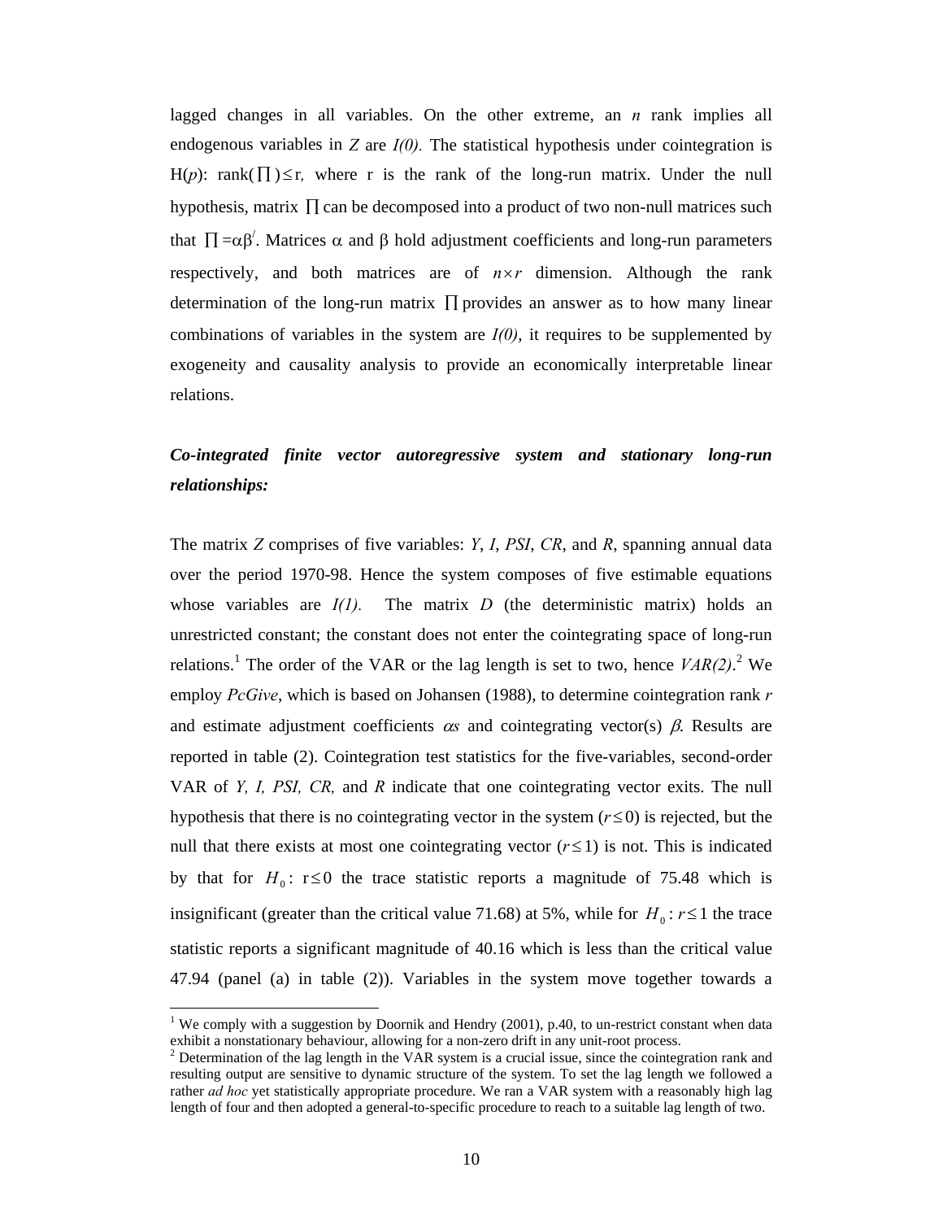lagged changes in all variables. On the other extreme, an $n$ rank implies all endogenous variables in $Z$ are $I(0)$. The statistical hypothesis under cointegration is H($p$): rank($\prod$) $\leq$ r, where r is the rank of the long-run matrix. Under the null hypothesis, matrix $\prod$ can be decomposed into a product of two non-null matrices such that $\prod = \alpha\beta'$. Matrices $\alpha$ and $\beta$ hold adjustment coefficients and long-run parameters respectively, and both matrices are of $n \times r$ dimension. Although the rank determination of the long-run matrix $\prod$ provides an answer as to how many linear combinations of variables in the system are $I(0)$, it requires to be supplemented by exogeneity and causality analysis to provide an economically interpretable linear relations.

***Co-integrated finite vector autoregressive system and stationary long-run relationships:***

The matrix $Z$ comprises of five variables: $Y$, $I$, $PSI$, $CR$, and $R$, spanning annual data over the period 1970-98. Hence the system composes of five estimable equations whose variables are $I(1)$. The matrix $D$ (the deterministic matrix) holds an unrestricted constant; the constant does not enter the cointegrating space of long-run relations.[1] The order of the VAR or the lag length is set to two, hence *VAR(2)*.[2] We employ *PcGive*, which is based on Johansen (1988), to determine cointegration rank $r$ and estimate adjustment coefficients $\alpha s$ and cointegrating vector(s) $\beta$. Results are reported in table (2). Cointegration test statistics for the five-variables, second-order VAR of *Y, I, PSI, CR,* and *R* indicate that one cointegrating vector exits. The null hypothesis that there is no cointegrating vector in the system ($r \leq 0$) is rejected, but the null that there exists at most one cointegrating vector ($r \leq 1$) is not. This is indicated by that for $H_0$: $r \leq 0$ the trace statistic reports a magnitude of 75.48 which is insignificant (greater than the critical value 71.68) at 5%, while for $H_0: r \leq 1$ the trace statistic reports a significant magnitude of 40.16 which is less than the critical value 47.94 (panel (a) in table (2)). Variables in the system move together towards a

[1] We comply with a suggestion by Doornik and Hendry (2001), p.40, to un-restrict constant when data exhibit a nonstationary behaviour, allowing for a non-zero drift in any unit-root process.

[2] Determination of the lag length in the VAR system is a crucial issue, since the cointegration rank and resulting output are sensitive to dynamic structure of the system. To set the lag length we followed a rather *ad hoc* yet statistically appropriate procedure. We ran a VAR system with a reasonably high lag length of four and then adopted a general-to-specific procedure to reach to a suitable lag length of two.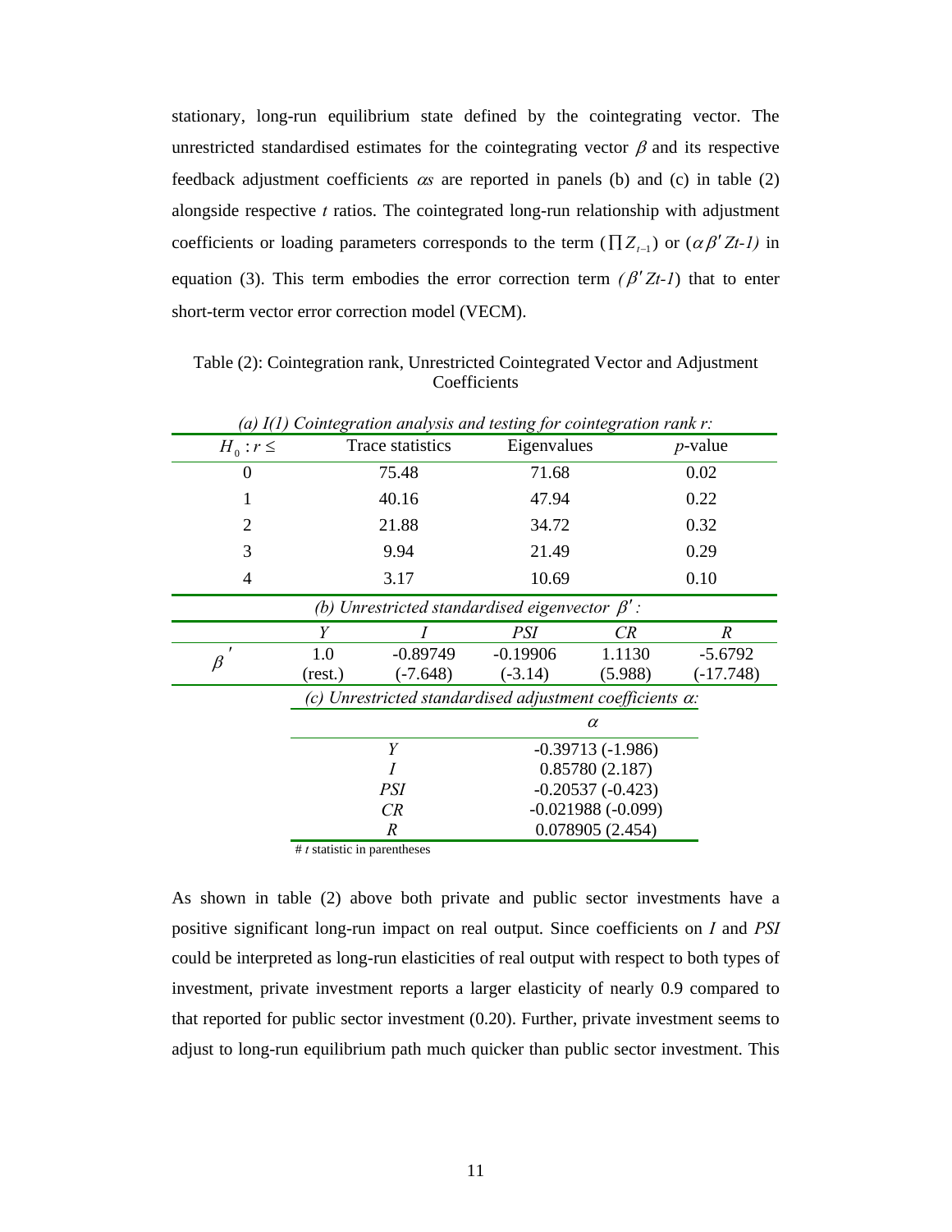stationary, long-run equilibrium state defined by the cointegrating vector. The unrestricted standardised estimates for the cointegrating vector $\beta$ and its respective feedback adjustment coefficients $\alpha s$ are reported in panels (b) and (c) in table (2) alongside respective $t$ ratios. The cointegrated long-run relationship with adjustment coefficients or loading parameters corresponds to the term ($\prod Z_{t-1}$) or ($\alpha\beta' Zt\text{-}1$) in equation (3). This term embodies the error correction term ($\beta' Zt\text{-}1$) that to enter short-term vector error correction model (VECM).

Table (2): Cointegration rank, Unrestricted Cointegrated Vector and Adjustment Coefficients

*(a) I(1) Cointegration analysis and testing for cointegration rank r:*

| $H_0 : r \leq$ | Trace statistics | Eigenvalues | $p$-value |
|---|---|---|---|
| 0 | 75.48 | 71.68 | 0.02 |
| 1 | 40.16 | 47.94 | 0.22 |
| 2 | 21.88 | 34.72 | 0.32 |
| 3 | 9.94 | 21.49 | 0.29 |
| 4 | 3.17 | 10.69 | 0.10 |

*(b) Unrestricted standardised eigenvector $\beta'$:*

| | $Y$ | $I$ | $PSI$ | $CR$ | $R$ |
|---|---|---|---|---|---|
| $\beta'$ | 1.0<br>(rest.) | -0.89749<br>(-7.648) | -0.19906<br>(-3.14) | 1.1130<br>(5.988) | -5.6792<br>(-17.748) |

*(c) Unrestricted standardised adjustment coefficients $\alpha$:*

| | $\alpha$ |
|---|---|
| $Y$ | -0.39713 (-1.986) |
| $I$ | 0.85780 (2.187) |
| $PSI$ | -0.20537 (-0.423) |
| $CR$ | -0.021988 (-0.099) |
| $R$ | 0.078905 (2.454) |

\# $t$ statistic in parentheses

As shown in table (2) above both private and public sector investments have a positive significant long-run impact on real output. Since coefficients on $I$ and $PSI$ could be interpreted as long-run elasticities of real output with respect to both types of investment, private investment reports a larger elasticity of nearly 0.9 compared to that reported for public sector investment (0.20). Further, private investment seems to adjust to long-run equilibrium path much quicker than public sector investment. This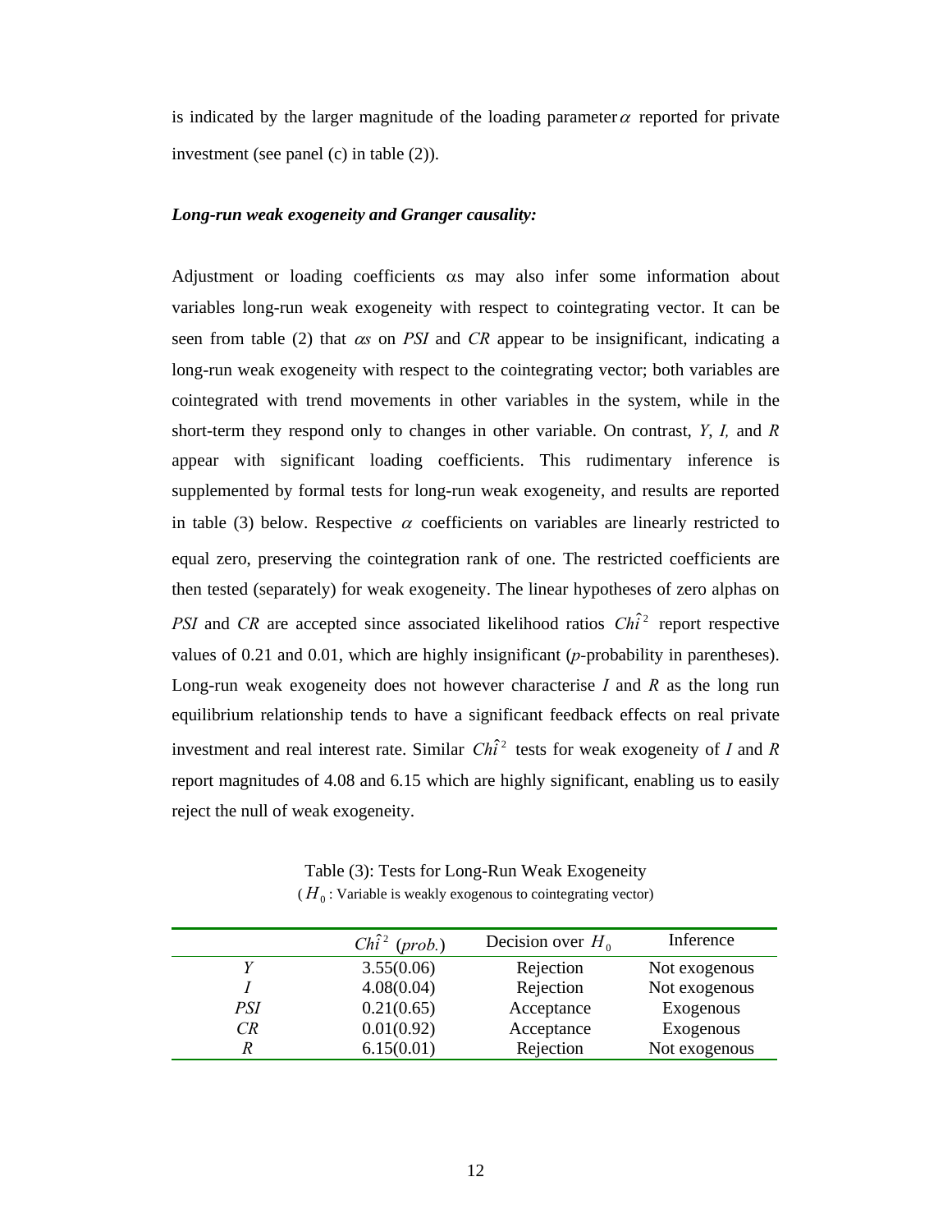is indicated by the larger magnitude of the loading parameter $\alpha$ reported for private investment (see panel (c) in table (2)).

***Long-run weak exogeneity and Granger causality:***

Adjustment or loading coefficients $\alpha$s may also infer some information about variables long-run weak exogeneity with respect to cointegrating vector. It can be seen from table (2) that $\alpha s$ on *PSI* and *CR* appear to be insignificant, indicating a long-run weak exogeneity with respect to the cointegrating vector; both variables are cointegrated with trend movements in other variables in the system, while in the short-term they respond only to changes in other variable. On contrast, *Y*, *I,* and *R* appear with significant loading coefficients. This rudimentary inference is supplemented by formal tests for long-run weak exogeneity, and results are reported in table (3) below. Respective $\alpha$ coefficients on variables are linearly restricted to equal zero, preserving the cointegration rank of one. The restricted coefficients are then tested (separately) for weak exogeneity. The linear hypotheses of zero alphas on *PSI* and *CR* are accepted since associated likelihood ratios $Ch\hat{i}^2$ report respective values of 0.21 and 0.01, which are highly insignificant (*p*-probability in parentheses). Long-run weak exogeneity does not however characterise *I* and *R* as the long run equilibrium relationship tends to have a significant feedback effects on real private investment and real interest rate. Similar $Ch\hat{i}^2$ tests for weak exogeneity of *I* and *R* report magnitudes of 4.08 and 6.15 which are highly significant, enabling us to easily reject the null of weak exogeneity.

Table (3): Tests for Long-Run Weak Exogeneity
($H_0$: Variable is weakly exogenous to cointegrating vector)

| | $Ch\hat{i}^2$ (*prob.*) | Decision over $H_0$ | Inference |
|---|---|---|---|
| *Y* | 3.55(0.06) | Rejection | Not exogenous |
| *I* | 4.08(0.04) | Rejection | Not exogenous |
| *PSI* | 0.21(0.65) | Acceptance | Exogenous |
| *CR* | 0.01(0.92) | Acceptance | Exogenous |
| *R* | 6.15(0.01) | Rejection | Not exogenous |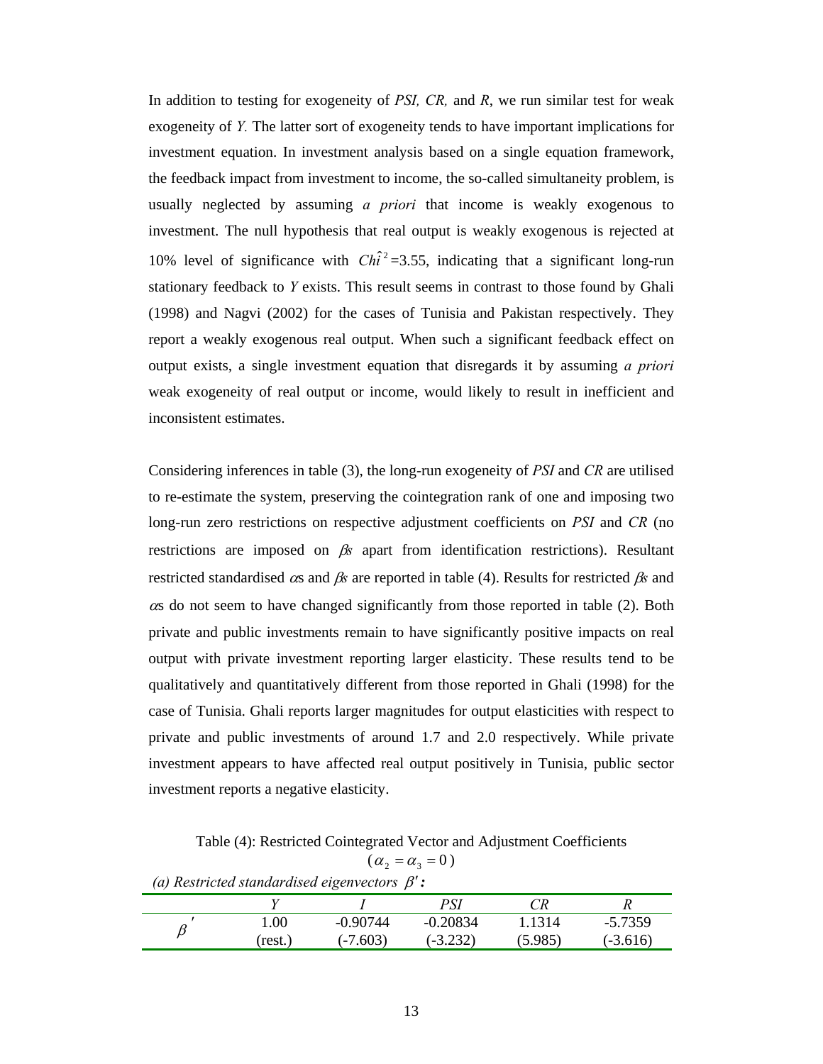In addition to testing for exogeneity of *PSI, CR,* and *R*, we run similar test for weak exogeneity of *Y.* The latter sort of exogeneity tends to have important implications for investment equation. In investment analysis based on a single equation framework, the feedback impact from investment to income, the so-called simultaneity problem, is usually neglected by assuming *a priori* that income is weakly exogenous to investment. The null hypothesis that real output is weakly exogenous is rejected at 10% level of significance with $Ch\hat{i}^2$=3.55, indicating that a significant long-run stationary feedback to *Y* exists. This result seems in contrast to those found by Ghali (1998) and Nagvi (2002) for the cases of Tunisia and Pakistan respectively. They report a weakly exogenous real output. When such a significant feedback effect on output exists, a single investment equation that disregards it by assuming *a priori* weak exogeneity of real output or income, would likely to result in inefficient and inconsistent estimates.

Considering inferences in table (3), the long-run exogeneity of *PSI* and *CR* are utilised to re-estimate the system, preserving the cointegration rank of one and imposing two long-run zero restrictions on respective adjustment coefficients on *PSI* and *CR* (no restrictions are imposed on $\beta$s apart from identification restrictions). Resultant restricted standardised $\alpha$s and $\beta$s are reported in table (4). Results for restricted $\beta$s and $\alpha$s do not seem to have changed significantly from those reported in table (2). Both private and public investments remain to have significantly positive impacts on real output with private investment reporting larger elasticity. These results tend to be qualitatively and quantitatively different from those reported in Ghali (1998) for the case of Tunisia. Ghali reports larger magnitudes for output elasticities with respect to private and public investments of around 1.7 and 2.0 respectively. While private investment appears to have affected real output positively in Tunisia, public sector investment reports a negative elasticity.

Table (4): Restricted Cointegrated Vector and Adjustment Coefficients
($\alpha_2 = \alpha_3 = 0$)

*(a) Restricted standardised eigenvectors* $\beta'$*:*

| | *Y* | *I* | *PSI* | *CR* | *R* |
|---|---|---|---|---|---|
| $\beta'$ | 1.00 | -0.90744 | -0.20834 | 1.1314 | -5.7359 |
| | (rest.) | (-7.603) | (-3.232) | (5.985) | (-3.616) |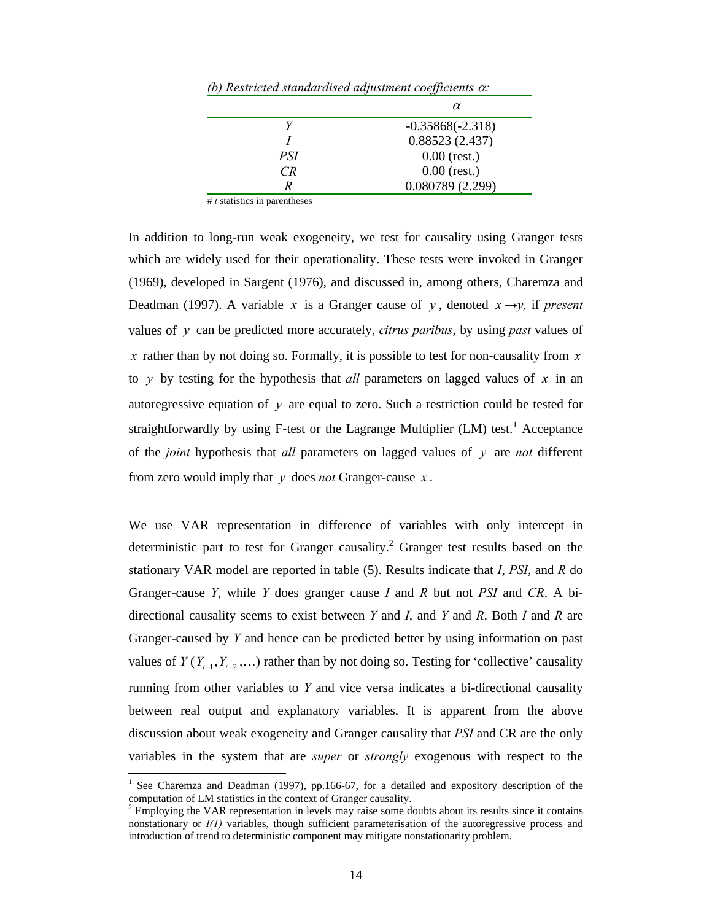*(b) Restricted standardised adjustment coefficients $\alpha$:*

| | $\alpha$ |
|---|---|
| *Y* | -0.35868(-2.318) |
| *I* | 0.88523 (2.437) |
| *PSI* | 0.00 (rest.) |
| *CR* | 0.00 (rest.) |
| *R* | 0.080789 (2.299) |

\# *t* statistics in parentheses

In addition to long-run weak exogeneity, we test for causality using Granger tests which are widely used for their operationality. These tests were invoked in Granger (1969), developed in Sargent (1976), and discussed in, among others, Charemza and Deadman (1997). A variable $x$ is a Granger cause of $y$, denoted $x \rightarrow y$, if *present* values of $y$ can be predicted more accurately, *citrus paribus*, by using *past* values of $x$ rather than by not doing so. Formally, it is possible to test for non-causality from $x$ to $y$ by testing for the hypothesis that *all* parameters on lagged values of $x$ in an autoregressive equation of $y$ are equal to zero. Such a restriction could be tested for straightforwardly by using F-test or the Lagrange Multiplier (LM) test.[1] Acceptance of the *joint* hypothesis that *all* parameters on lagged values of $y$ are *not* different from zero would imply that $y$ does *not* Granger-cause $x$.

We use VAR representation in difference of variables with only intercept in deterministic part to test for Granger causality.[2] Granger test results based on the stationary VAR model are reported in table (5). Results indicate that *I*, *PSI*, and *R* do Granger-cause *Y*, while *Y* does granger cause *I* and *R* but not *PSI* and *CR*. A bi-directional causality seems to exist between *Y* and *I*, and *Y* and *R*. Both *I* and *R* are Granger-caused by *Y* and hence can be predicted better by using information on past values of $Y$ ($Y_{t-1}, Y_{t-2}, \ldots$) rather than by not doing so. Testing for 'collective' causality running from other variables to *Y* and vice versa indicates a bi-directional causality between real output and explanatory variables. It is apparent from the above discussion about weak exogeneity and Granger causality that *PSI* and CR are the only variables in the system that are *super* or *strongly* exogenous with respect to the

---

[1] See Charemza and Deadman (1997), pp.166-67, for a detailed and expository description of the computation of LM statistics in the context of Granger causality.

[2] Employing the VAR representation in levels may raise some doubts about its results since it contains nonstationary or *I(1)* variables, though sufficient parameterisation of the autoregressive process and introduction of trend to deterministic component may mitigate nonstationarity problem.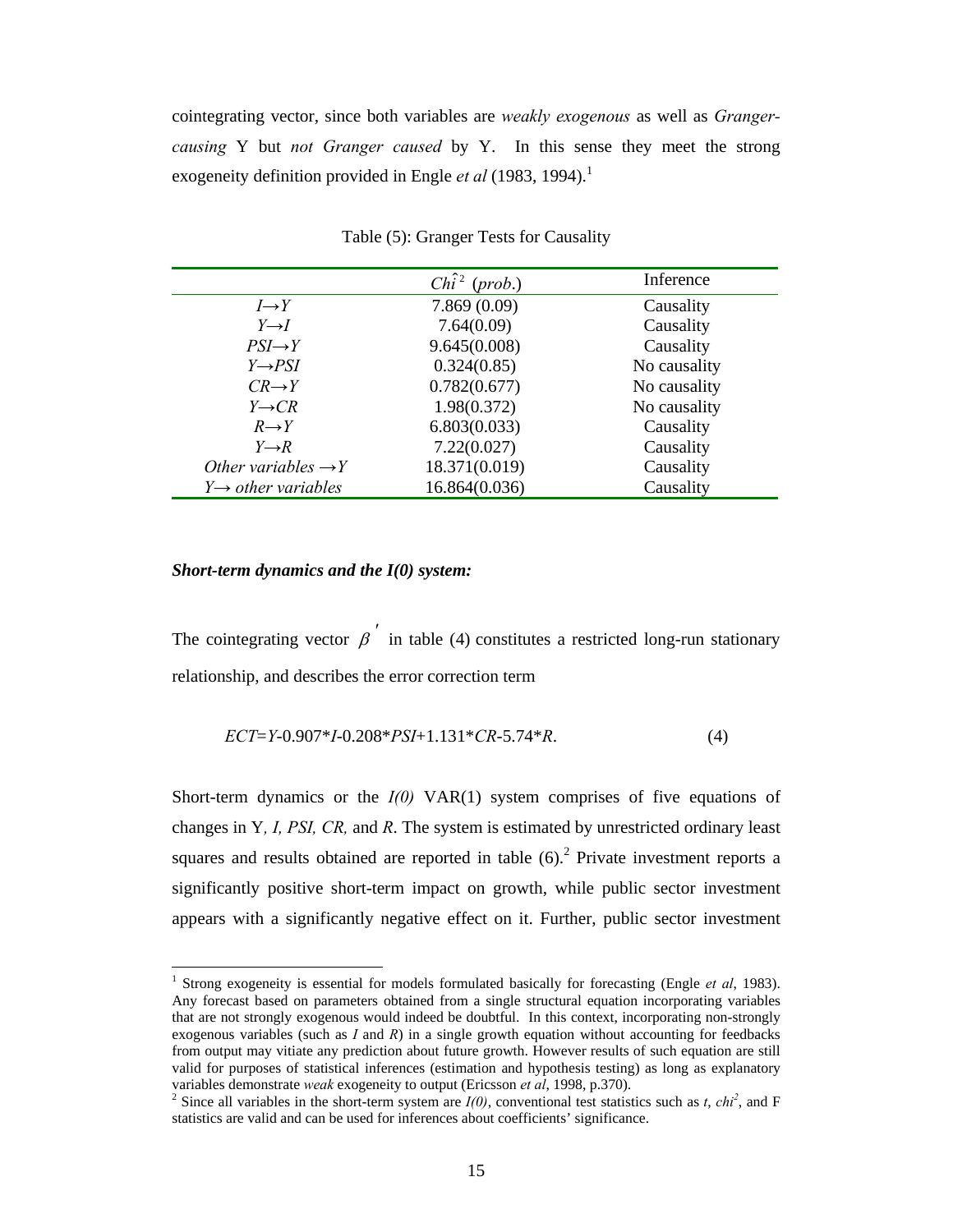cointegrating vector, since both variables are *weakly exogenous* as well as *Granger-causing* Y but *not Granger caused* by Y. In this sense they meet the strong exogeneity definition provided in Engle *et al* (1983, 1994).[1]

Table (5): Granger Tests for Causality

| | $\hat{Chi}^2$ (*prob.*) | Inference |
|---|---|---|
| $I \rightarrow Y$ | 7.869 (0.09) | Causality |
| $Y \rightarrow I$ | 7.64(0.09) | Causality |
| $PSI \rightarrow Y$ | 9.645(0.008) | Causality |
| $Y \rightarrow PSI$ | 0.324(0.85) | No causality |
| $CR \rightarrow Y$ | 0.782(0.677) | No causality |
| $Y \rightarrow CR$ | 1.98(0.372) | No causality |
| $R \rightarrow Y$ | 6.803(0.033) | Causality |
| $Y \rightarrow R$ | 7.22(0.027) | Causality |
| *Other variables* $\rightarrow Y$ | 18.371(0.019) | Causality |
| $Y \rightarrow$ *other variables* | 16.864(0.036) | Causality |

***Short-term dynamics and the I(0) system:***

The cointegrating vector $\beta'$ in table (4) constitutes a restricted long-run stationary relationship, and describes the error correction term

$$ECT = Y - 0.907*I - 0.208*PSI + 1.131*CR - 5.74*R. \quad (4)$$

Short-term dynamics or the *I(0)* VAR(1) system comprises of five equations of changes in Y*, I, PSI, CR,* and *R*. The system is estimated by unrestricted ordinary least squares and results obtained are reported in table (6).[2] Private investment reports a significantly positive short-term impact on growth, while public sector investment appears with a significantly negative effect on it. Further, public sector investment

[1] Strong exogeneity is essential for models formulated basically for forecasting (Engle *et al*, 1983). Any forecast based on parameters obtained from a single structural equation incorporating variables that are not strongly exogenous would indeed be doubtful. In this context, incorporating non-strongly exogenous variables (such as *I* and *R*) in a single growth equation without accounting for feedbacks from output may vitiate any prediction about future growth. However results of such equation are still valid for purposes of statistical inferences (estimation and hypothesis testing) as long as explanatory variables demonstrate *weak* exogeneity to output (Ericsson *et al*, 1998, p.370).

[2] Since all variables in the short-term system are *I(0)*, conventional test statistics such as *t*, $chi^2$, and F statistics are valid and can be used for inferences about coefficients' significance.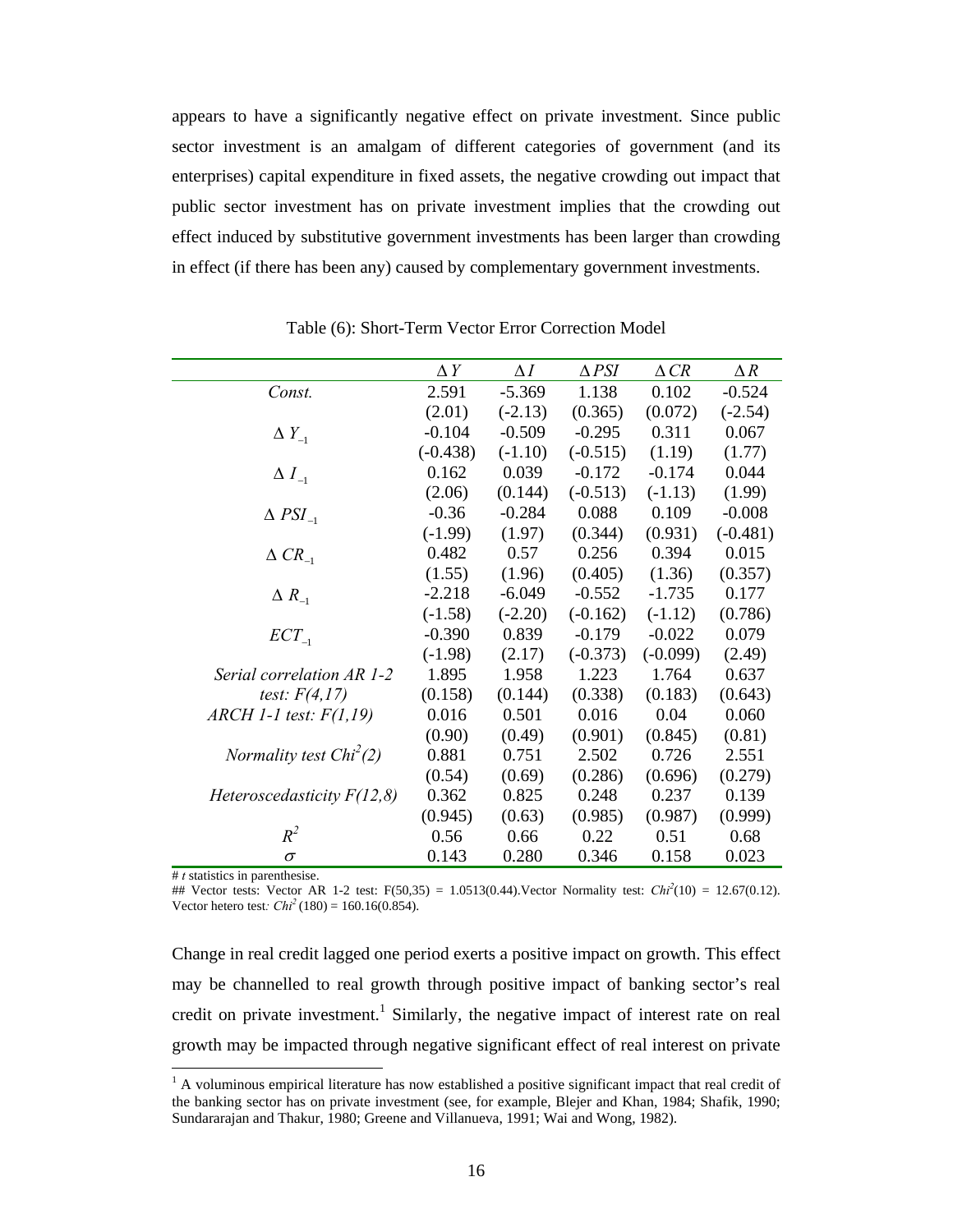appears to have a significantly negative effect on private investment. Since public sector investment is an amalgam of different categories of government (and its enterprises) capital expenditure in fixed assets, the negative crowding out impact that public sector investment has on private investment implies that the crowding out effect induced by substitutive government investments has been larger than crowding in effect (if there has been any) caused by complementary government investments.

Table (6): Short-Term Vector Error Correction Model

| | $\Delta Y$ | $\Delta I$ | $\Delta PSI$ | $\Delta CR$ | $\Delta R$ |
|---|---|---|---|---|---|
| *Const.* | 2.591 | -5.369 | 1.138 | 0.102 | -0.524 |
| | (2.01) | (-2.13) | (0.365) | (0.072) | (-2.54) |
| $\Delta Y_{-1}$ | -0.104 | -0.509 | -0.295 | 0.311 | 0.067 |
| | (-0.438) | (-1.10) | (-0.515) | (1.19) | (1.77) |
| $\Delta I_{-1}$ | 0.162 | 0.039 | -0.172 | -0.174 | 0.044 |
| | (2.06) | (0.144) | (-0.513) | (-1.13) | (1.99) |
| $\Delta PSI_{-1}$ | -0.36 | -0.284 | 0.088 | 0.109 | -0.008 |
| | (-1.99) | (1.97) | (0.344) | (0.931) | (-0.481) |
| $\Delta CR_{-1}$ | 0.482 | 0.57 | 0.256 | 0.394 | 0.015 |
| | (1.55) | (1.96) | (0.405) | (1.36) | (0.357) |
| $\Delta R_{-1}$ | -2.218 | -6.049 | -0.552 | -1.735 | 0.177 |
| | (-1.58) | (-2.20) | (-0.162) | (-1.12) | (0.786) |
| $ECT_{-1}$ | -0.390 | 0.839 | -0.179 | -0.022 | 0.079 |
| | (-1.98) | (2.17) | (-0.373) | (-0.099) | (2.49) |
| *Serial correlation AR 1-2* | 1.895 | 1.958 | 1.223 | 1.764 | 0.637 |
| *test: F(4,17)* | (0.158) | (0.144) | (0.338) | (0.183) | (0.643) |
| *ARCH 1-1 test: F(1,19)* | 0.016 | 0.501 | 0.016 | 0.04 | 0.060 |
| | (0.90) | (0.49) | (0.901) | (0.845) | (0.81) |
| *Normality test* $Chi^2(2)$ | 0.881 | 0.751 | 2.502 | 0.726 | 2.551 |
| | (0.54) | (0.69) | (0.286) | (0.696) | (0.279) |
| *Heteroscedasticity F(12,8)* | 0.362 | 0.825 | 0.248 | 0.237 | 0.139 |
| | (0.945) | (0.63) | (0.985) | (0.987) | (0.999) |
| $R^2$ | 0.56 | 0.66 | 0.22 | 0.51 | 0.68 |
| $\sigma$ | 0.143 | 0.280 | 0.346 | 0.158 | 0.023 |

# *t* statistics in parenthesise.

## Vector tests: Vector AR 1-2 test: F(50,35) = 1.0513(0.44).Vector Normality test: $Chi^2(10) = 12.67(0.12)$. Vector hetero test: $Chi^2(180) = 160.16(0.854)$.

Change in real credit lagged one period exerts a positive impact on growth. This effect may be channelled to real growth through positive impact of banking sector's real credit on private investment.[1] Similarly, the negative impact of interest rate on real growth may be impacted through negative significant effect of real interest on private

[1] A voluminous empirical literature has now established a positive significant impact that real credit of the banking sector has on private investment (see, for example, Blejer and Khan, 1984; Shafik, 1990; Sundararajan and Thakur, 1980; Greene and Villanueva, 1991; Wai and Wong, 1982).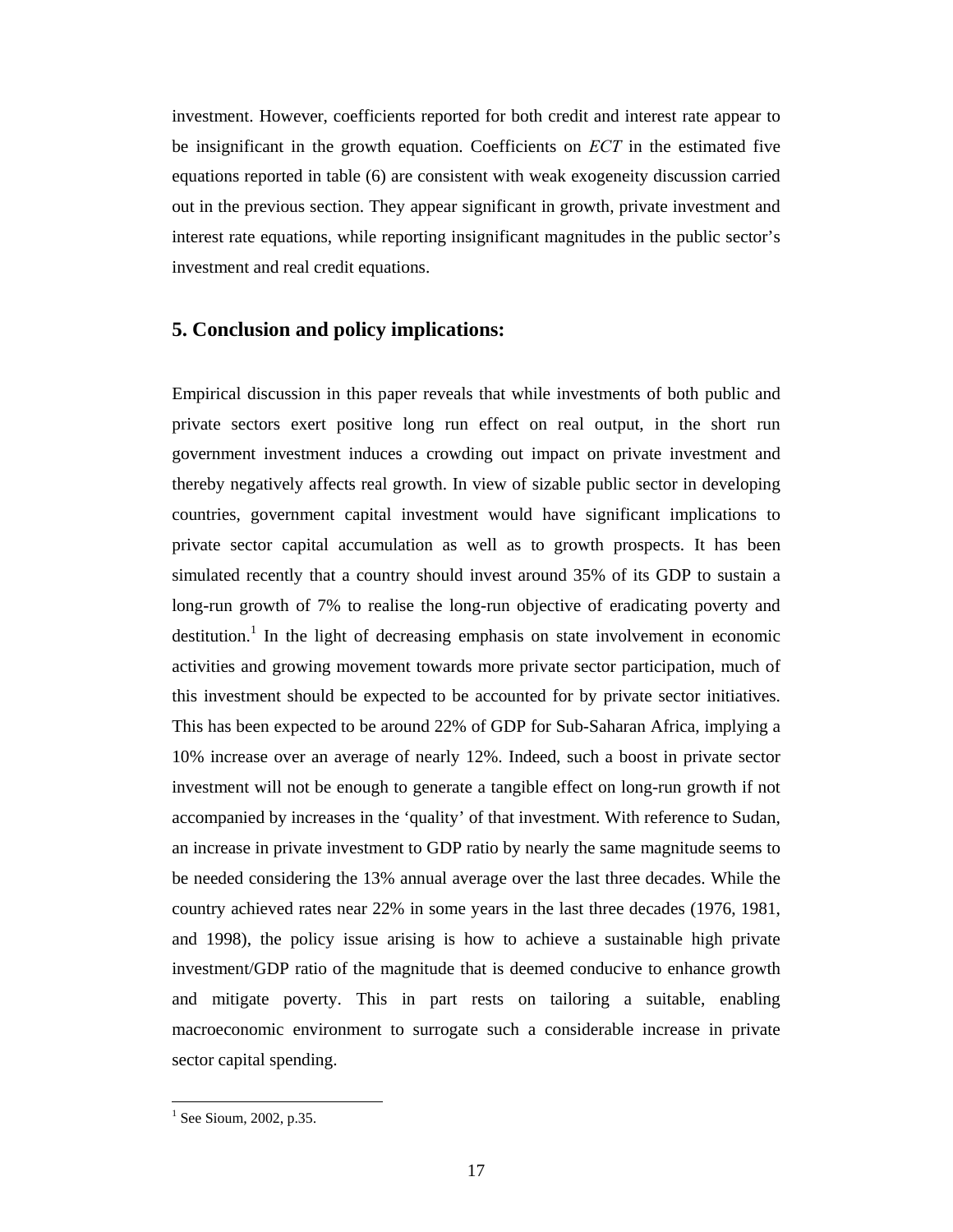investment. However, coefficients reported for both credit and interest rate appear to be insignificant in the growth equation. Coefficients on *ECT* in the estimated five equations reported in table (6) are consistent with weak exogeneity discussion carried out in the previous section. They appear significant in growth, private investment and interest rate equations, while reporting insignificant magnitudes in the public sector's investment and real credit equations.

## 5. Conclusion and policy implications:

Empirical discussion in this paper reveals that while investments of both public and private sectors exert positive long run effect on real output, in the short run government investment induces a crowding out impact on private investment and thereby negatively affects real growth. In view of sizable public sector in developing countries, government capital investment would have significant implications to private sector capital accumulation as well as to growth prospects. It has been simulated recently that a country should invest around 35% of its GDP to sustain a long-run growth of 7% to realise the long-run objective of eradicating poverty and destitution.[1] In the light of decreasing emphasis on state involvement in economic activities and growing movement towards more private sector participation, much of this investment should be expected to be accounted for by private sector initiatives. This has been expected to be around 22% of GDP for Sub-Saharan Africa, implying a 10% increase over an average of nearly 12%. Indeed, such a boost in private sector investment will not be enough to generate a tangible effect on long-run growth if not accompanied by increases in the 'quality' of that investment. With reference to Sudan, an increase in private investment to GDP ratio by nearly the same magnitude seems to be needed considering the 13% annual average over the last three decades. While the country achieved rates near 22% in some years in the last three decades (1976, 1981, and 1998), the policy issue arising is how to achieve a sustainable high private investment/GDP ratio of the magnitude that is deemed conducive to enhance growth and mitigate poverty. This in part rests on tailoring a suitable, enabling macroeconomic environment to surrogate such a considerable increase in private sector capital spending.

---

[1] See Sioum, 2002, p.35.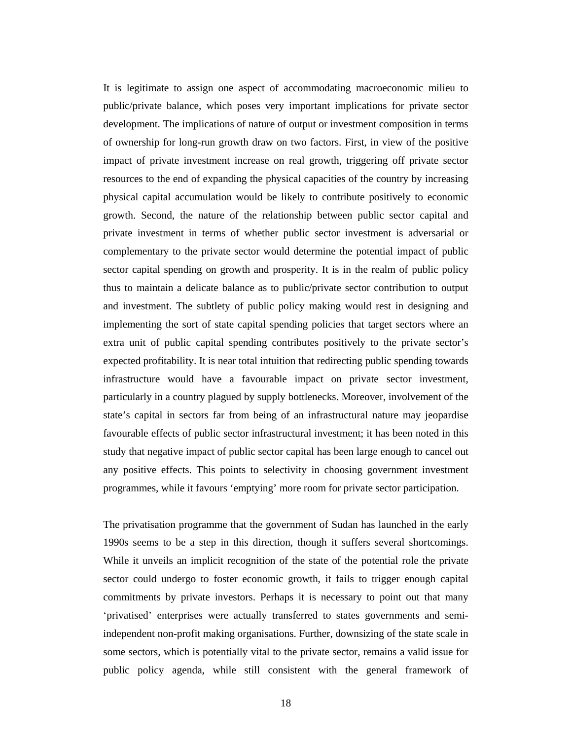It is legitimate to assign one aspect of accommodating macroeconomic milieu to public/private balance, which poses very important implications for private sector development. The implications of nature of output or investment composition in terms of ownership for long-run growth draw on two factors. First, in view of the positive impact of private investment increase on real growth, triggering off private sector resources to the end of expanding the physical capacities of the country by increasing physical capital accumulation would be likely to contribute positively to economic growth. Second, the nature of the relationship between public sector capital and private investment in terms of whether public sector investment is adversarial or complementary to the private sector would determine the potential impact of public sector capital spending on growth and prosperity. It is in the realm of public policy thus to maintain a delicate balance as to public/private sector contribution to output and investment. The subtlety of public policy making would rest in designing and implementing the sort of state capital spending policies that target sectors where an extra unit of public capital spending contributes positively to the private sector's expected profitability. It is near total intuition that redirecting public spending towards infrastructure would have a favourable impact on private sector investment, particularly in a country plagued by supply bottlenecks. Moreover, involvement of the state's capital in sectors far from being of an infrastructural nature may jeopardise favourable effects of public sector infrastructural investment; it has been noted in this study that negative impact of public sector capital has been large enough to cancel out any positive effects. This points to selectivity in choosing government investment programmes, while it favours 'emptying' more room for private sector participation.

The privatisation programme that the government of Sudan has launched in the early 1990s seems to be a step in this direction, though it suffers several shortcomings. While it unveils an implicit recognition of the state of the potential role the private sector could undergo to foster economic growth, it fails to trigger enough capital commitments by private investors. Perhaps it is necessary to point out that many 'privatised' enterprises were actually transferred to states governments and semi-independent non-profit making organisations. Further, downsizing of the state scale in some sectors, which is potentially vital to the private sector, remains a valid issue for public policy agenda, while still consistent with the general framework of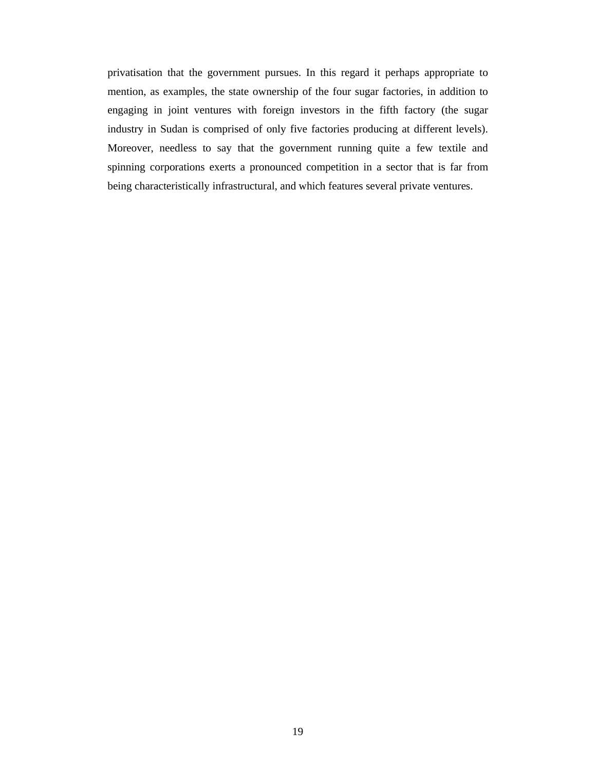privatisation that the government pursues. In this regard it perhaps appropriate to mention, as examples, the state ownership of the four sugar factories, in addition to engaging in joint ventures with foreign investors in the fifth factory (the sugar industry in Sudan is comprised of only five factories producing at different levels). Moreover, needless to say that the government running quite a few textile and spinning corporations exerts a pronounced competition in a sector that is far from being characteristically infrastructural, and which features several private ventures.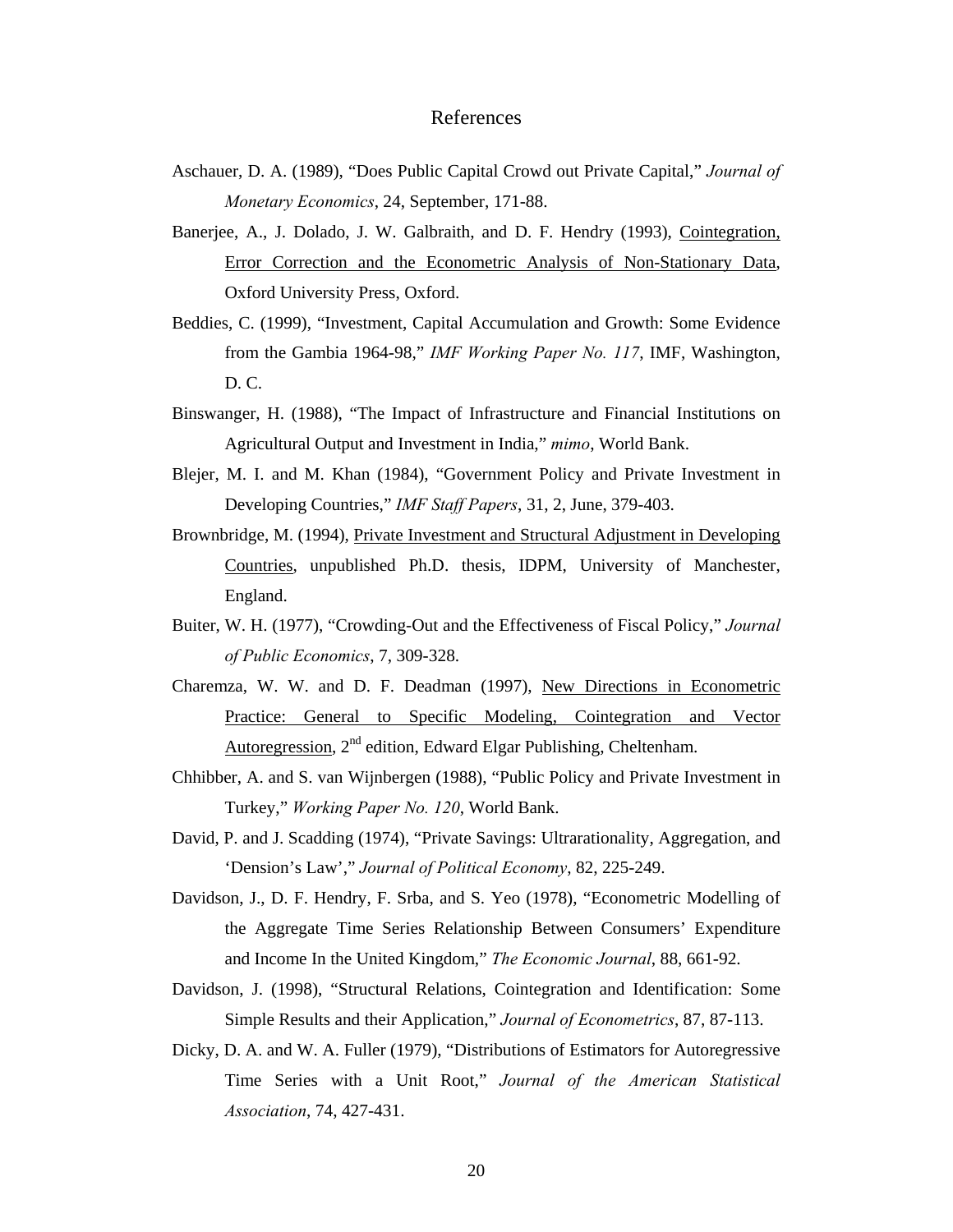# References

Aschauer, D. A. (1989), "Does Public Capital Crowd out Private Capital," *Journal of Monetary Economics*, 24, September, 171-88.

Banerjee, A., J. Dolado, J. W. Galbraith, and D. F. Hendry (1993), Cointegration, Error Correction and the Econometric Analysis of Non-Stationary Data, Oxford University Press, Oxford.

Beddies, C. (1999), "Investment, Capital Accumulation and Growth: Some Evidence from the Gambia 1964-98," *IMF Working Paper No. 117*, IMF, Washington, D. C.

Binswanger, H. (1988), "The Impact of Infrastructure and Financial Institutions on Agricultural Output and Investment in India," *mimo*, World Bank.

Blejer, M. I. and M. Khan (1984), "Government Policy and Private Investment in Developing Countries," *IMF Staff Papers*, 31, 2, June, 379-403.

Brownbridge, M. (1994), Private Investment and Structural Adjustment in Developing Countries, unpublished Ph.D. thesis, IDPM, University of Manchester, England.

Buiter, W. H. (1977), "Crowding-Out and the Effectiveness of Fiscal Policy," *Journal of Public Economics*, 7, 309-328.

Charemza, W. W. and D. F. Deadman (1997), New Directions in Econometric Practice: General to Specific Modeling, Cointegration and Vector Autoregression, 2nd edition, Edward Elgar Publishing, Cheltenham.

Chhibber, A. and S. van Wijnbergen (1988), "Public Policy and Private Investment in Turkey," *Working Paper No. 120*, World Bank.

David, P. and J. Scadding (1974), "Private Savings: Ultrarationality, Aggregation, and 'Dension's Law'," *Journal of Political Economy*, 82, 225-249.

Davidson, J., D. F. Hendry, F. Srba, and S. Yeo (1978), "Econometric Modelling of the Aggregate Time Series Relationship Between Consumers' Expenditure and Income In the United Kingdom," *The Economic Journal*, 88, 661-92.

Davidson, J. (1998), "Structural Relations, Cointegration and Identification: Some Simple Results and their Application," *Journal of Econometrics*, 87, 87-113.

Dicky, D. A. and W. A. Fuller (1979), "Distributions of Estimators for Autoregressive Time Series with a Unit Root," *Journal of the American Statistical Association*, 74, 427-431.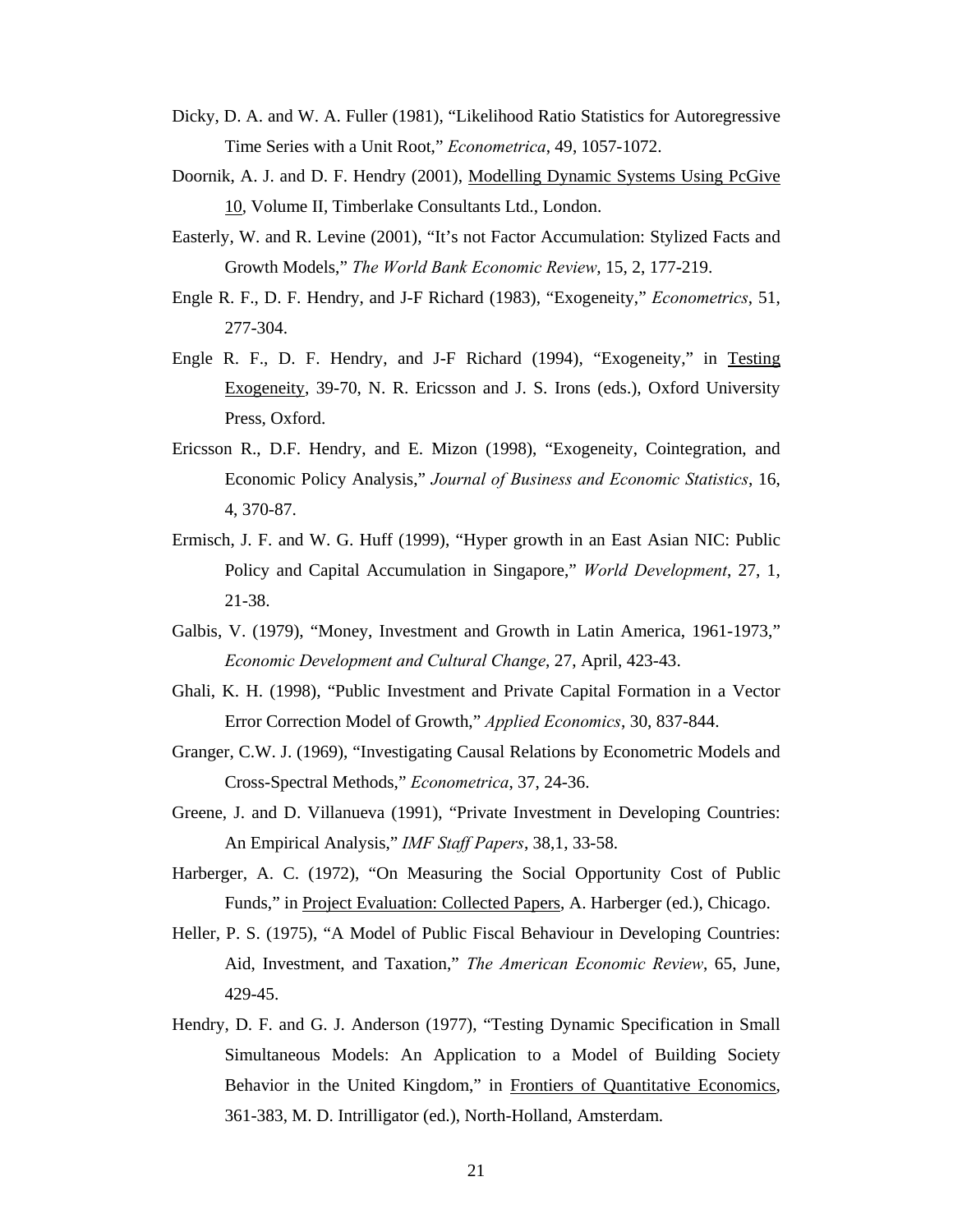Dicky, D. A. and W. A. Fuller (1981), "Likelihood Ratio Statistics for Autoregressive Time Series with a Unit Root," *Econometrica*, 49, 1057-1072.

Doornik, A. J. and D. F. Hendry (2001), Modelling Dynamic Systems Using PcGive 10, Volume II, Timberlake Consultants Ltd., London.

Easterly, W. and R. Levine (2001), "It's not Factor Accumulation: Stylized Facts and Growth Models," *The World Bank Economic Review*, 15, 2, 177-219.

Engle R. F., D. F. Hendry, and J-F Richard (1983), "Exogeneity," *Econometrics*, 51, 277-304.

Engle R. F., D. F. Hendry, and J-F Richard (1994), "Exogeneity," in Testing Exogeneity, 39-70, N. R. Ericsson and J. S. Irons (eds.), Oxford University Press, Oxford.

Ericsson R., D.F. Hendry, and E. Mizon (1998), "Exogeneity, Cointegration, and Economic Policy Analysis," *Journal of Business and Economic Statistics*, 16, 4, 370-87.

Ermisch, J. F. and W. G. Huff (1999), "Hyper growth in an East Asian NIC: Public Policy and Capital Accumulation in Singapore," *World Development*, 27, 1, 21-38.

Galbis, V. (1979), "Money, Investment and Growth in Latin America, 1961-1973," *Economic Development and Cultural Change*, 27, April, 423-43.

Ghali, K. H. (1998), "Public Investment and Private Capital Formation in a Vector Error Correction Model of Growth," *Applied Economics*, 30, 837-844.

Granger, C.W. J. (1969), "Investigating Causal Relations by Econometric Models and Cross-Spectral Methods," *Econometrica*, 37, 24-36.

Greene, J. and D. Villanueva (1991), "Private Investment in Developing Countries: An Empirical Analysis," *IMF Staff Papers*, 38,1, 33-58.

Harberger, A. C. (1972), "On Measuring the Social Opportunity Cost of Public Funds," in Project Evaluation: Collected Papers, A. Harberger (ed.), Chicago.

Heller, P. S. (1975), "A Model of Public Fiscal Behaviour in Developing Countries: Aid, Investment, and Taxation," *The American Economic Review*, 65, June, 429-45.

Hendry, D. F. and G. J. Anderson (1977), "Testing Dynamic Specification in Small Simultaneous Models: An Application to a Model of Building Society Behavior in the United Kingdom," in Frontiers of Quantitative Economics, 361-383, M. D. Intrilligator (ed.), North-Holland, Amsterdam.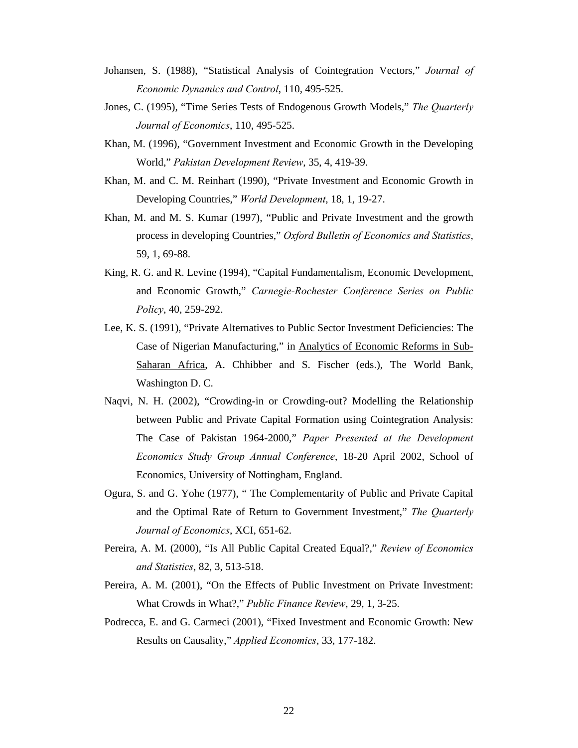Johansen, S. (1988), "Statistical Analysis of Cointegration Vectors," *Journal of Economic Dynamics and Control*, 110, 495-525.

Jones, C. (1995), "Time Series Tests of Endogenous Growth Models," *The Quarterly Journal of Economics*, 110, 495-525.

Khan, M. (1996), "Government Investment and Economic Growth in the Developing World," *Pakistan Development Review*, 35, 4, 419-39.

Khan, M. and C. M. Reinhart (1990), "Private Investment and Economic Growth in Developing Countries," *World Development*, 18, 1, 19-27.

Khan, M. and M. S. Kumar (1997), "Public and Private Investment and the growth process in developing Countries," *Oxford Bulletin of Economics and Statistics*, 59, 1, 69-88.

King, R. G. and R. Levine (1994), "Capital Fundamentalism, Economic Development, and Economic Growth," *Carnegie-Rochester Conference Series on Public Policy*, 40, 259-292.

Lee, K. S. (1991), "Private Alternatives to Public Sector Investment Deficiencies: The Case of Nigerian Manufacturing," in Analytics of Economic Reforms in Sub-Saharan Africa, A. Chhibber and S. Fischer (eds.), The World Bank, Washington D. C.

Naqvi, N. H. (2002), "Crowding-in or Crowding-out? Modelling the Relationship between Public and Private Capital Formation using Cointegration Analysis: The Case of Pakistan 1964-2000," *Paper Presented at the Development Economics Study Group Annual Conference*, 18-20 April 2002, School of Economics, University of Nottingham, England.

Ogura, S. and G. Yohe (1977), " The Complementarity of Public and Private Capital and the Optimal Rate of Return to Government Investment," *The Quarterly Journal of Economics*, XCI, 651-62.

Pereira, A. M. (2000), "Is All Public Capital Created Equal?," *Review of Economics and Statistics*, 82, 3, 513-518.

Pereira, A. M. (2001), "On the Effects of Public Investment on Private Investment: What Crowds in What?," *Public Finance Review*, 29, 1, 3-25.

Podrecca, E. and G. Carmeci (2001), "Fixed Investment and Economic Growth: New Results on Causality," *Applied Economics*, 33, 177-182.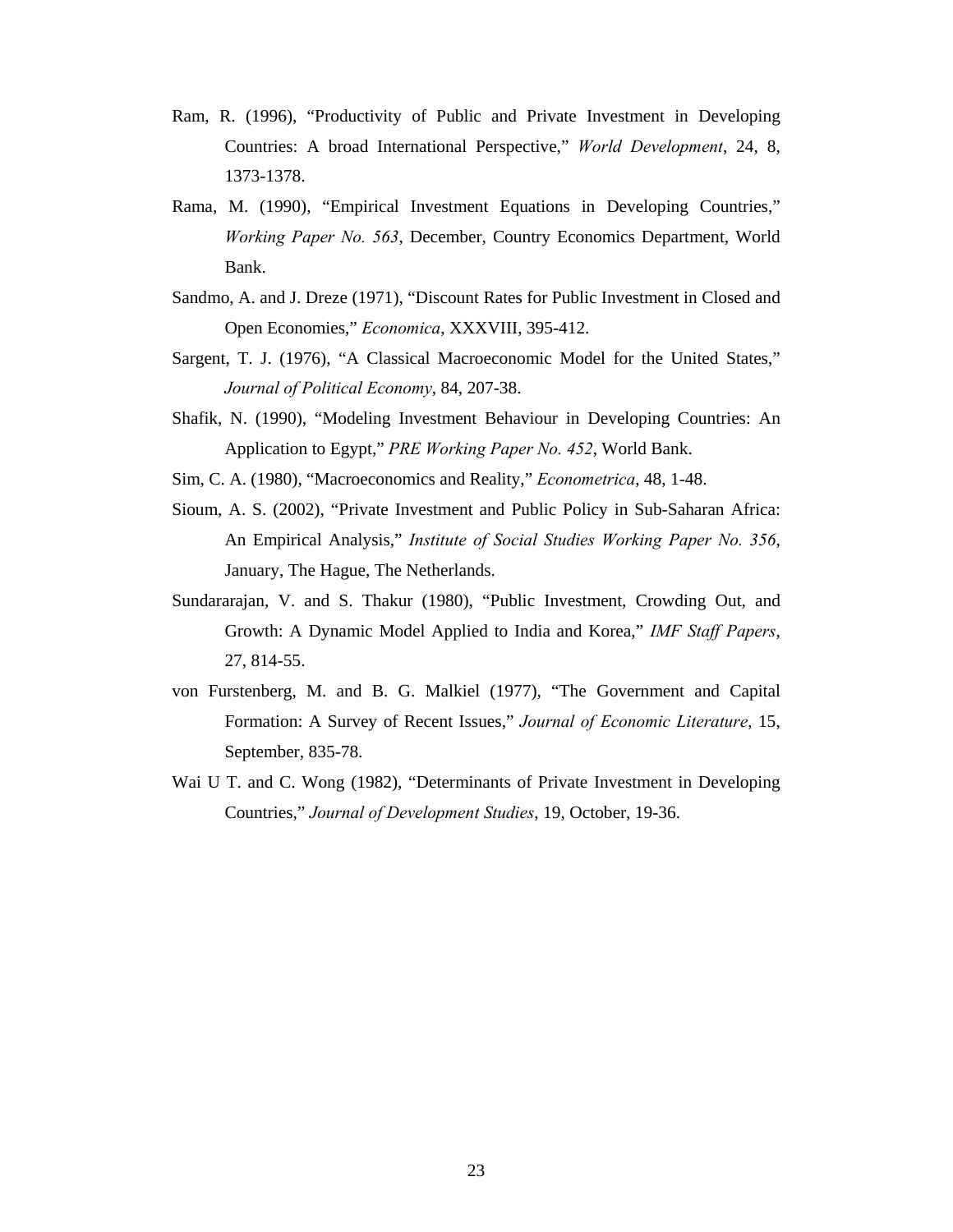Ram, R. (1996), "Productivity of Public and Private Investment in Developing Countries: A broad International Perspective," *World Development*, 24, 8, 1373-1378.

Rama, M. (1990), "Empirical Investment Equations in Developing Countries," *Working Paper No. 563*, December, Country Economics Department, World Bank.

Sandmo, A. and J. Dreze (1971), "Discount Rates for Public Investment in Closed and Open Economies," *Economica*, XXXVIII, 395-412.

Sargent, T. J. (1976), "A Classical Macroeconomic Model for the United States," *Journal of Political Economy*, 84, 207-38.

Shafik, N. (1990), "Modeling Investment Behaviour in Developing Countries: An Application to Egypt," *PRE Working Paper No. 452*, World Bank.

Sim, C. A. (1980), "Macroeconomics and Reality," *Econometrica*, 48, 1-48.

Sioum, A. S. (2002), "Private Investment and Public Policy in Sub-Saharan Africa: An Empirical Analysis," *Institute of Social Studies Working Paper No. 356*, January, The Hague, The Netherlands.

Sundararajan, V. and S. Thakur (1980), "Public Investment, Crowding Out, and Growth: A Dynamic Model Applied to India and Korea," *IMF Staff Papers*, 27, 814-55.

von Furstenberg, M. and B. G. Malkiel (1977), "The Government and Capital Formation: A Survey of Recent Issues," *Journal of Economic Literature*, 15, September, 835-78.

Wai U T. and C. Wong (1982), "Determinants of Private Investment in Developing Countries," *Journal of Development Studies*, 19, October, 19-36.